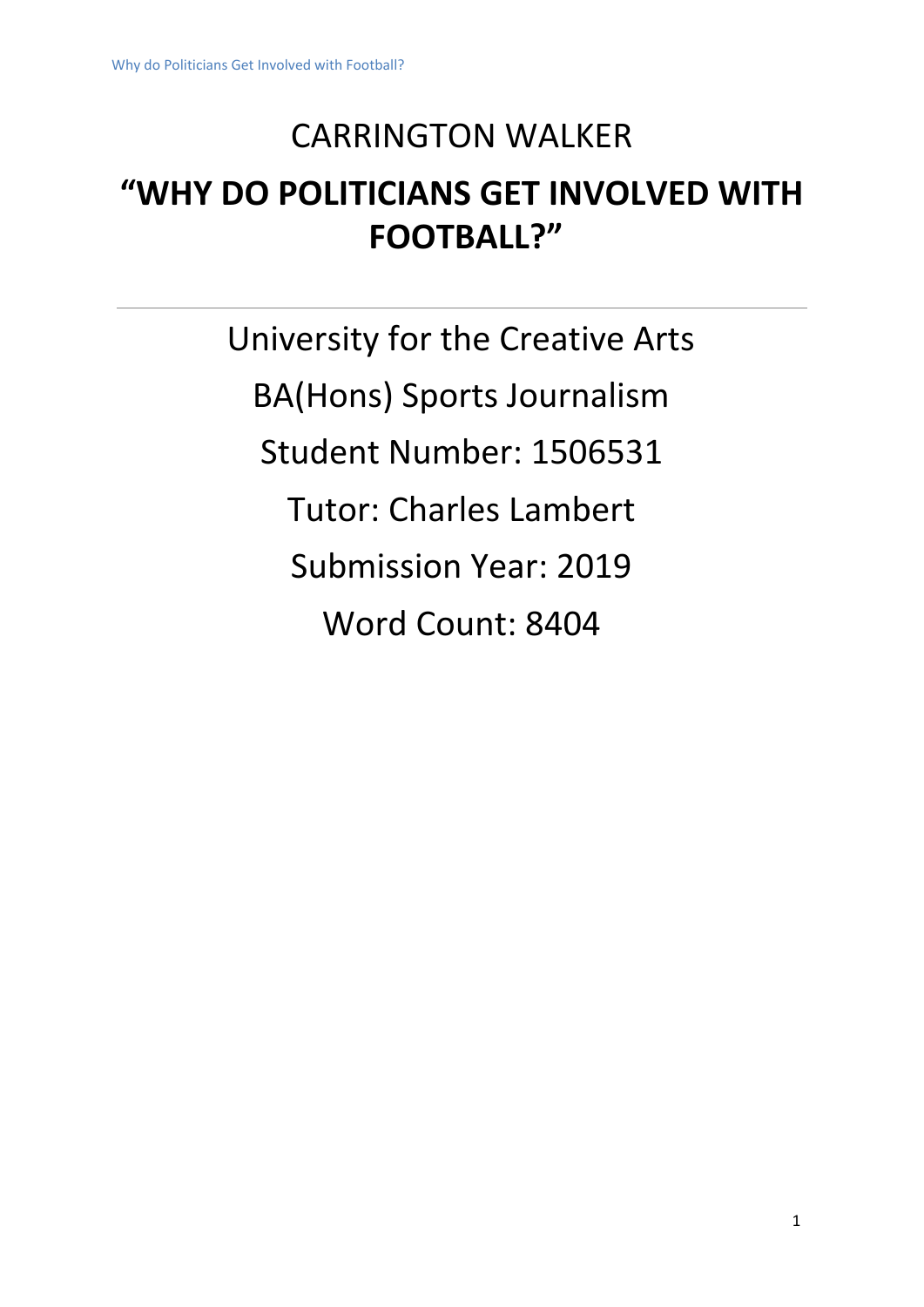CARRINGTON WALKER

# "WHY DO POLITICIANS GET INVOLVED WITH FOOTBALL?"

---

University for the Creative Arts

BA(Hons) Sports Journalism

Student Number: 1506531

Tutor: Charles Lambert

Submission Year: 2019

Word Count: 8404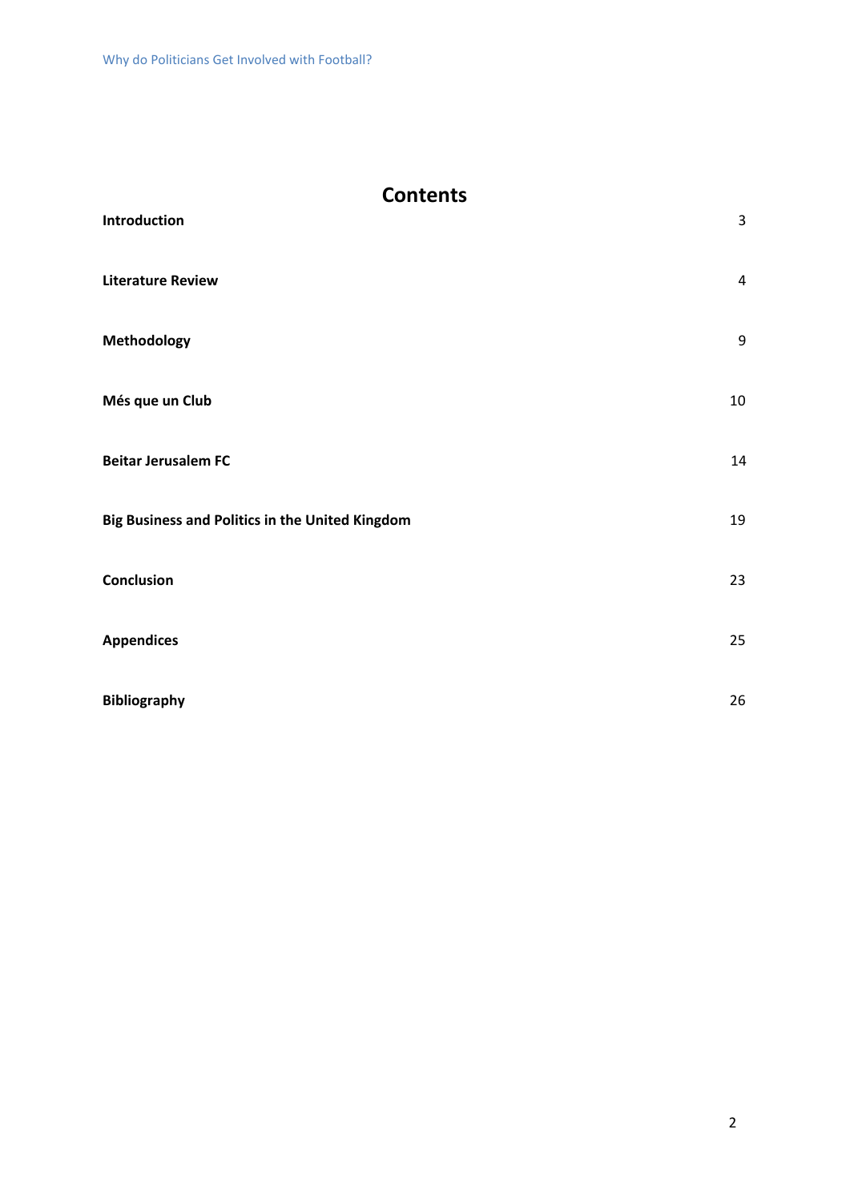# Contents

| | |
|---|---|
| **Introduction** | 3 |
| **Literature Review** | 4 |
| **Methodology** | 9 |
| **Més que un Club** | 10 |
| **Beitar Jerusalem FC** | 14 |
| **Big Business and Politics in the United Kingdom** | 19 |
| **Conclusion** | 23 |
| **Appendices** | 25 |
| **Bibliography** | 26 |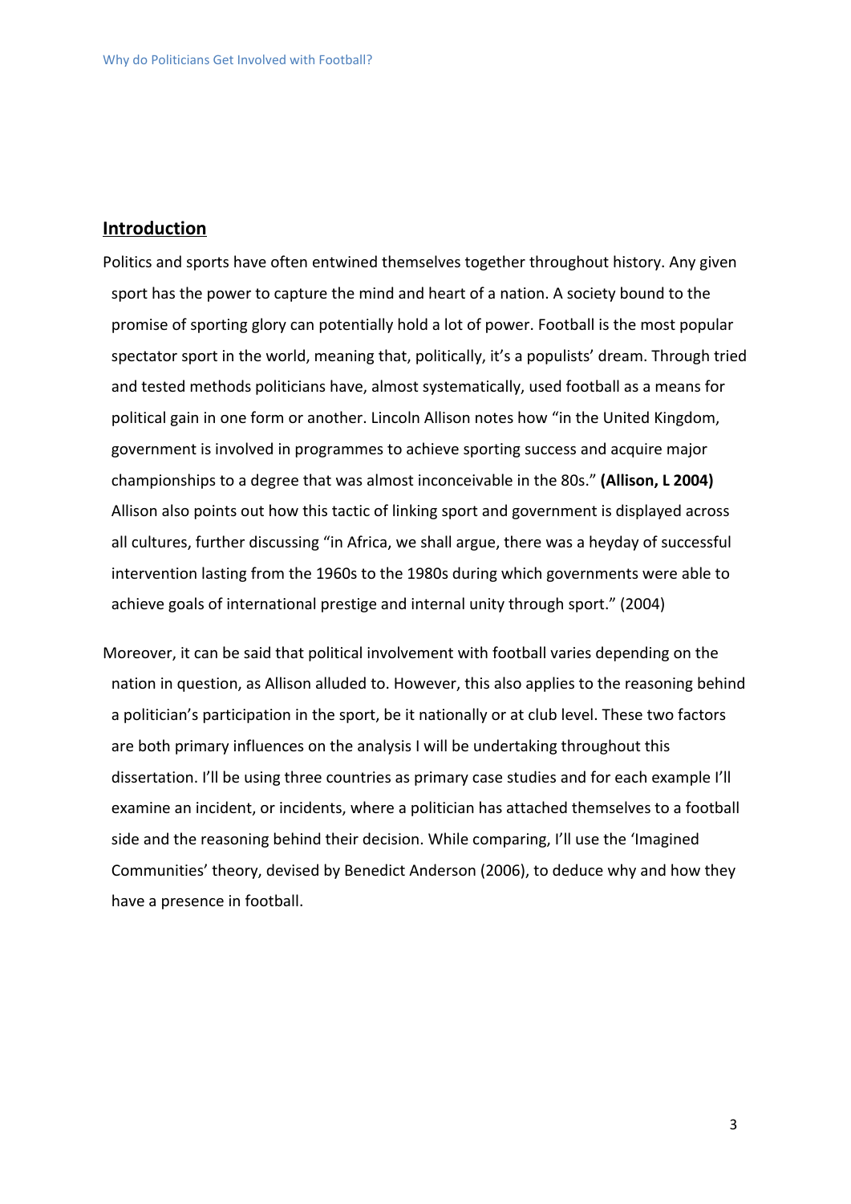## **Introduction**

Politics and sports have often entwined themselves together throughout history. Any given sport has the power to capture the mind and heart of a nation. A society bound to the promise of sporting glory can potentially hold a lot of power. Football is the most popular spectator sport in the world, meaning that, politically, it's a populists' dream. Through tried and tested methods politicians have, almost systematically, used football as a means for political gain in one form or another. Lincoln Allison notes how "in the United Kingdom, government is involved in programmes to achieve sporting success and acquire major championships to a degree that was almost inconceivable in the 80s." **(Allison, L 2004)** Allison also points out how this tactic of linking sport and government is displayed across all cultures, further discussing "in Africa, we shall argue, there was a heyday of successful intervention lasting from the 1960s to the 1980s during which governments were able to achieve goals of international prestige and internal unity through sport." (2004)

Moreover, it can be said that political involvement with football varies depending on the nation in question, as Allison alluded to. However, this also applies to the reasoning behind a politician's participation in the sport, be it nationally or at club level. These two factors are both primary influences on the analysis I will be undertaking throughout this dissertation. I'll be using three countries as primary case studies and for each example I'll examine an incident, or incidents, where a politician has attached themselves to a football side and the reasoning behind their decision. While comparing, I'll use the 'Imagined Communities' theory, devised by Benedict Anderson (2006), to deduce why and how they have a presence in football.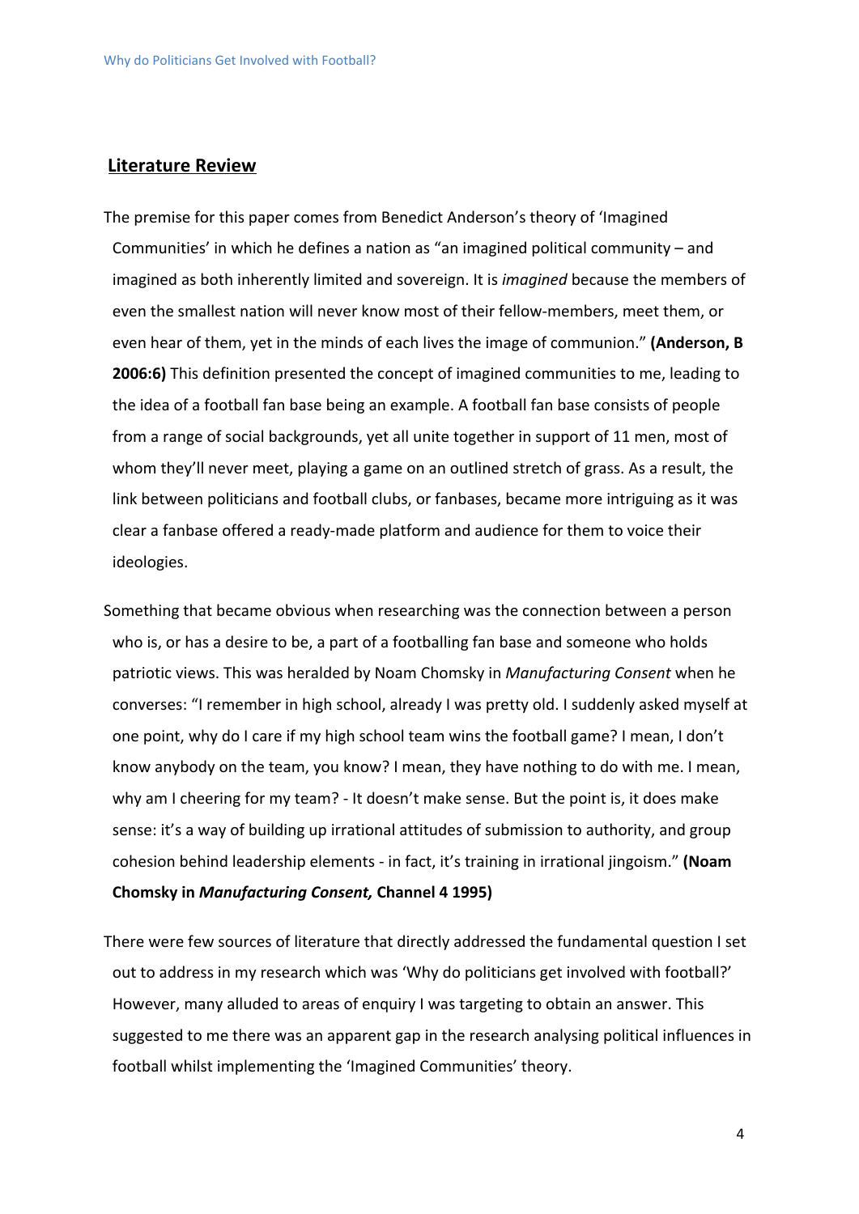## Literature Review

The premise for this paper comes from Benedict Anderson's theory of 'Imagined Communities' in which he defines a nation as "an imagined political community – and imagined as both inherently limited and sovereign. It is *imagined* because the members of even the smallest nation will never know most of their fellow-members, meet them, or even hear of them, yet in the minds of each lives the image of communion." **(Anderson, B 2006:6)** This definition presented the concept of imagined communities to me, leading to the idea of a football fan base being an example. A football fan base consists of people from a range of social backgrounds, yet all unite together in support of 11 men, most of whom they'll never meet, playing a game on an outlined stretch of grass. As a result, the link between politicians and football clubs, or fanbases, became more intriguing as it was clear a fanbase offered a ready-made platform and audience for them to voice their ideologies.

Something that became obvious when researching was the connection between a person who is, or has a desire to be, a part of a footballing fan base and someone who holds patriotic views. This was heralded by Noam Chomsky in *Manufacturing Consent* when he converses: "I remember in high school, already I was pretty old. I suddenly asked myself at one point, why do I care if my high school team wins the football game? I mean, I don't know anybody on the team, you know? I mean, they have nothing to do with me. I mean, why am I cheering for my team? - It doesn't make sense. But the point is, it does make sense: it's a way of building up irrational attitudes of submission to authority, and group cohesion behind leadership elements - in fact, it's training in irrational jingoism." **(Noam Chomsky in *Manufacturing Consent,* Channel 4 1995)**

There were few sources of literature that directly addressed the fundamental question I set out to address in my research which was 'Why do politicians get involved with football?' However, many alluded to areas of enquiry I was targeting to obtain an answer. This suggested to me there was an apparent gap in the research analysing political influences in football whilst implementing the 'Imagined Communities' theory.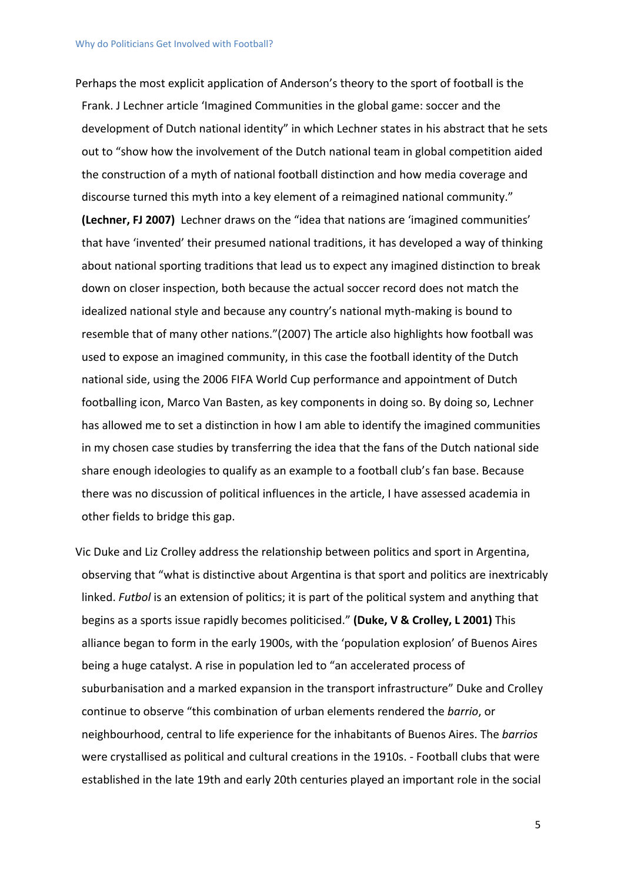Perhaps the most explicit application of Anderson's theory to the sport of football is the Frank. J Lechner article 'Imagined Communities in the global game: soccer and the development of Dutch national identity" in which Lechner states in his abstract that he sets out to "show how the involvement of the Dutch national team in global competition aided the construction of a myth of national football distinction and how media coverage and discourse turned this myth into a key element of a reimagined national community." **(Lechner, FJ 2007)** Lechner draws on the "idea that nations are 'imagined communities' that have 'invented' their presumed national traditions, it has developed a way of thinking about national sporting traditions that lead us to expect any imagined distinction to break down on closer inspection, both because the actual soccer record does not match the idealized national style and because any country's national myth-making is bound to resemble that of many other nations."(2007) The article also highlights how football was used to expose an imagined community, in this case the football identity of the Dutch national side, using the 2006 FIFA World Cup performance and appointment of Dutch footballing icon, Marco Van Basten, as key components in doing so. By doing so, Lechner has allowed me to set a distinction in how I am able to identify the imagined communities in my chosen case studies by transferring the idea that the fans of the Dutch national side share enough ideologies to qualify as an example to a football club's fan base. Because there was no discussion of political influences in the article, I have assessed academia in other fields to bridge this gap.

Vic Duke and Liz Crolley address the relationship between politics and sport in Argentina, observing that "what is distinctive about Argentina is that sport and politics are inextricably linked. *Futbol* is an extension of politics; it is part of the political system and anything that begins as a sports issue rapidly becomes politicised." **(Duke, V & Crolley, L 2001)** This alliance began to form in the early 1900s, with the 'population explosion' of Buenos Aires being a huge catalyst. A rise in population led to "an accelerated process of suburbanisation and a marked expansion in the transport infrastructure" Duke and Crolley continue to observe "this combination of urban elements rendered the *barrio*, or neighbourhood, central to life experience for the inhabitants of Buenos Aires. The *barrios* were crystallised as political and cultural creations in the 1910s. - Football clubs that were established in the late 19th and early 20th centuries played an important role in the social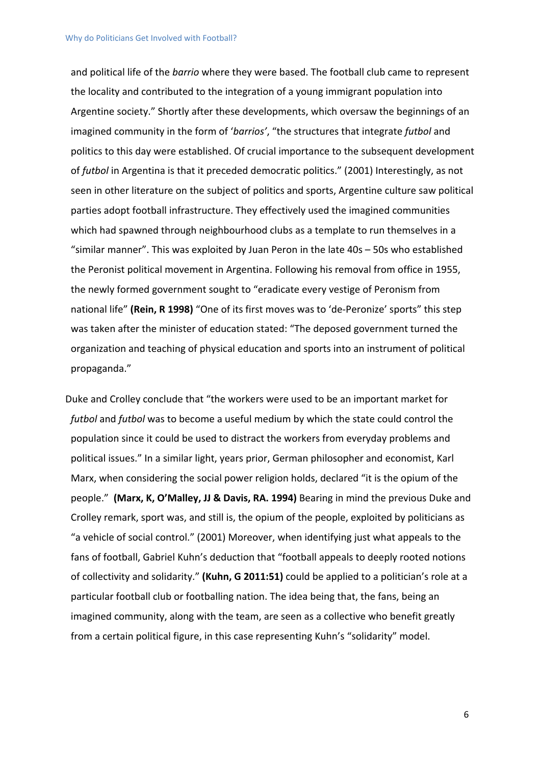and political life of the *barrio* where they were based. The football club came to represent the locality and contributed to the integration of a young immigrant population into Argentine society." Shortly after these developments, which oversaw the beginnings of an imagined community in the form of '*barrios*', "the structures that integrate *futbol* and politics to this day were established. Of crucial importance to the subsequent development of *futbol* in Argentina is that it preceded democratic politics." (2001) Interestingly, as not seen in other literature on the subject of politics and sports, Argentine culture saw political parties adopt football infrastructure. They effectively used the imagined communities which had spawned through neighbourhood clubs as a template to run themselves in a "similar manner". This was exploited by Juan Peron in the late 40s – 50s who established the Peronist political movement in Argentina. Following his removal from office in 1955, the newly formed government sought to "eradicate every vestige of Peronism from national life" **(Rein, R 1998)** "One of its first moves was to 'de-Peronize' sports" this step was taken after the minister of education stated: "The deposed government turned the organization and teaching of physical education and sports into an instrument of political propaganda."

Duke and Crolley conclude that "the workers were used to be an important market for *futbol* and *futbol* was to become a useful medium by which the state could control the population since it could be used to distract the workers from everyday problems and political issues." In a similar light, years prior, German philosopher and economist, Karl Marx, when considering the social power religion holds, declared "it is the opium of the people." **(Marx, K, O'Malley, JJ & Davis, RA. 1994)** Bearing in mind the previous Duke and Crolley remark, sport was, and still is, the opium of the people, exploited by politicians as "a vehicle of social control." (2001) Moreover, when identifying just what appeals to the fans of football, Gabriel Kuhn's deduction that "football appeals to deeply rooted notions of collectivity and solidarity." **(Kuhn, G 2011:51)** could be applied to a politician's role at a particular football club or footballing nation. The idea being that, the fans, being an imagined community, along with the team, are seen as a collective who benefit greatly from a certain political figure, in this case representing Kuhn's "solidarity" model.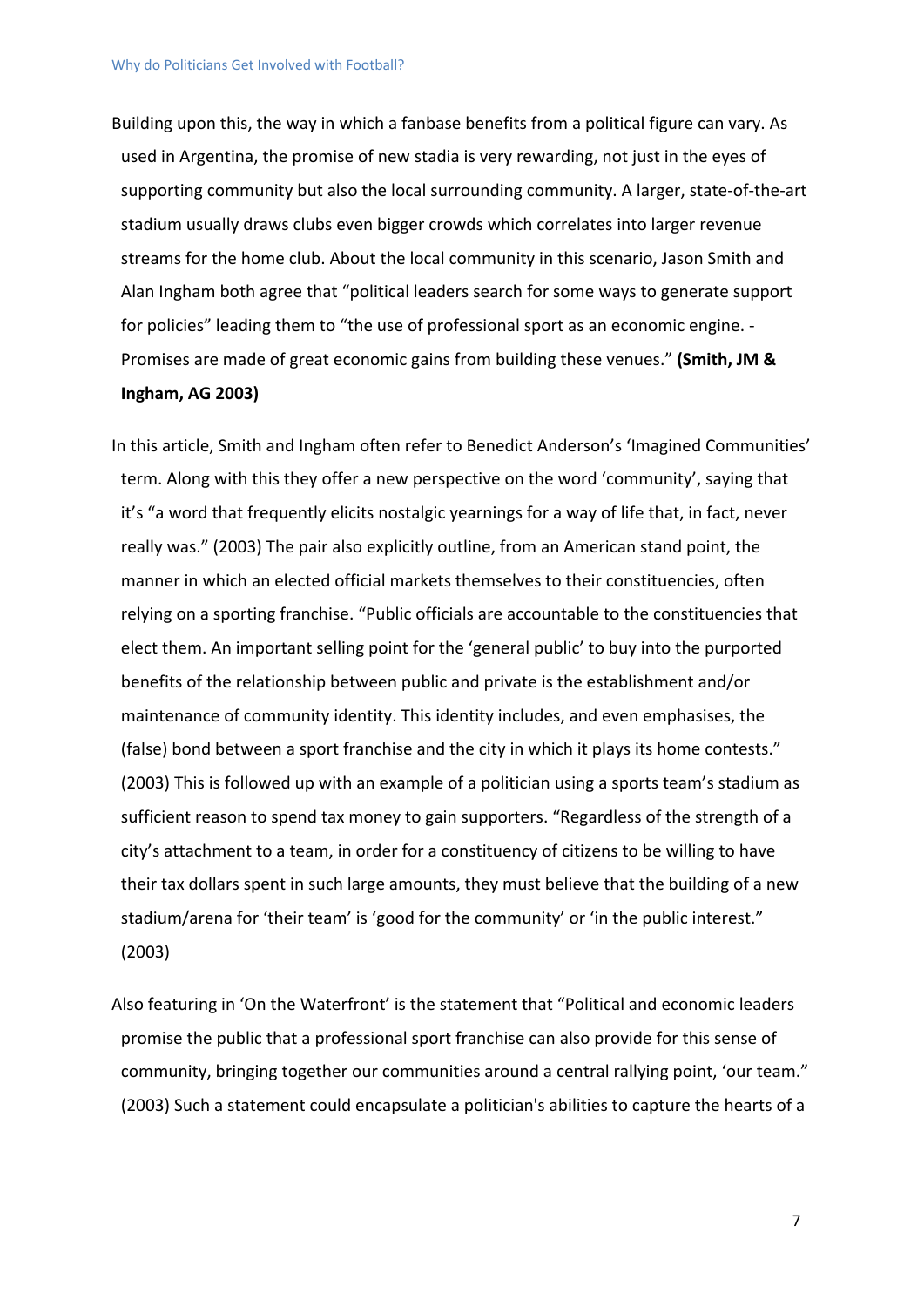Building upon this, the way in which a fanbase benefits from a political figure can vary. As used in Argentina, the promise of new stadia is very rewarding, not just in the eyes of supporting community but also the local surrounding community. A larger, state-of-the-art stadium usually draws clubs even bigger crowds which correlates into larger revenue streams for the home club. About the local community in this scenario, Jason Smith and Alan Ingham both agree that "political leaders search for some ways to generate support for policies" leading them to "the use of professional sport as an economic engine. - Promises are made of great economic gains from building these venues." **(Smith, JM & Ingham, AG 2003)**

In this article, Smith and Ingham often refer to Benedict Anderson's 'Imagined Communities' term. Along with this they offer a new perspective on the word 'community', saying that it's "a word that frequently elicits nostalgic yearnings for a way of life that, in fact, never really was." (2003) The pair also explicitly outline, from an American stand point, the manner in which an elected official markets themselves to their constituencies, often relying on a sporting franchise. "Public officials are accountable to the constituencies that elect them. An important selling point for the 'general public' to buy into the purported benefits of the relationship between public and private is the establishment and/or maintenance of community identity. This identity includes, and even emphasises, the (false) bond between a sport franchise and the city in which it plays its home contests." (2003) This is followed up with an example of a politician using a sports team's stadium as sufficient reason to spend tax money to gain supporters. "Regardless of the strength of a city's attachment to a team, in order for a constituency of citizens to be willing to have their tax dollars spent in such large amounts, they must believe that the building of a new stadium/arena for 'their team' is 'good for the community' or 'in the public interest." (2003)

Also featuring in 'On the Waterfront' is the statement that "Political and economic leaders promise the public that a professional sport franchise can also provide for this sense of community, bringing together our communities around a central rallying point, 'our team." (2003) Such a statement could encapsulate a politician's abilities to capture the hearts of a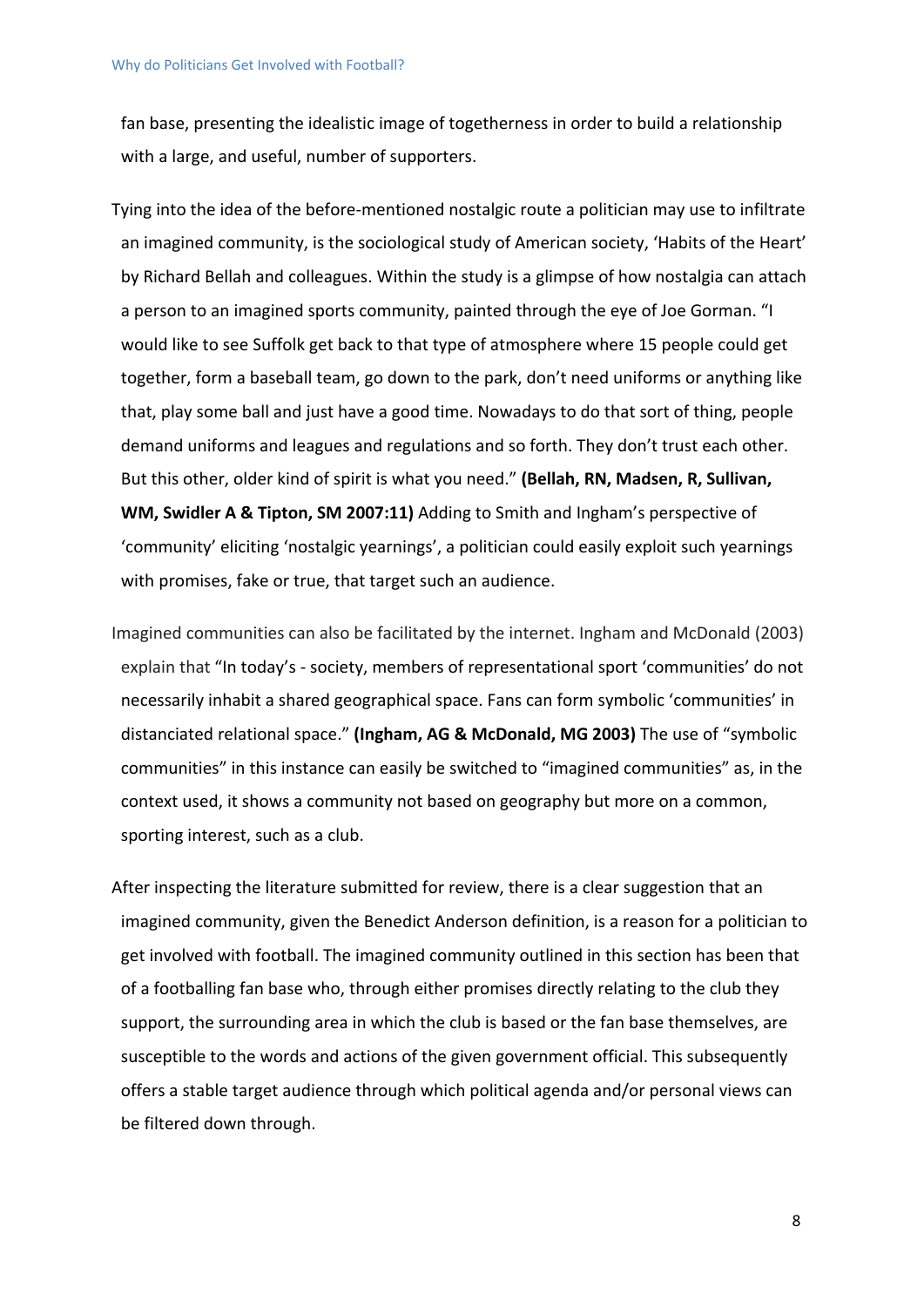fan base, presenting the idealistic image of togetherness in order to build a relationship with a large, and useful, number of supporters.

Tying into the idea of the before-mentioned nostalgic route a politician may use to infiltrate an imagined community, is the sociological study of American society, 'Habits of the Heart' by Richard Bellah and colleagues. Within the study is a glimpse of how nostalgia can attach a person to an imagined sports community, painted through the eye of Joe Gorman. "I would like to see Suffolk get back to that type of atmosphere where 15 people could get together, form a baseball team, go down to the park, don't need uniforms or anything like that, play some ball and just have a good time. Nowadays to do that sort of thing, people demand uniforms and leagues and regulations and so forth. They don't trust each other. But this other, older kind of spirit is what you need." **(Bellah, RN, Madsen, R, Sullivan, WM, Swidler A & Tipton, SM 2007:11)** Adding to Smith and Ingham's perspective of 'community' eliciting 'nostalgic yearnings', a politician could easily exploit such yearnings with promises, fake or true, that target such an audience.

Imagined communities can also be facilitated by the internet. Ingham and McDonald (2003) explain that "In today's - society, members of representational sport 'communities' do not necessarily inhabit a shared geographical space. Fans can form symbolic 'communities' in distanciated relational space." **(Ingham, AG & McDonald, MG 2003)** The use of "symbolic communities" in this instance can easily be switched to "imagined communities" as, in the context used, it shows a community not based on geography but more on a common, sporting interest, such as a club.

After inspecting the literature submitted for review, there is a clear suggestion that an imagined community, given the Benedict Anderson definition, is a reason for a politician to get involved with football. The imagined community outlined in this section has been that of a footballing fan base who, through either promises directly relating to the club they support, the surrounding area in which the club is based or the fan base themselves, are susceptible to the words and actions of the given government official. This subsequently offers a stable target audience through which political agenda and/or personal views can be filtered down through.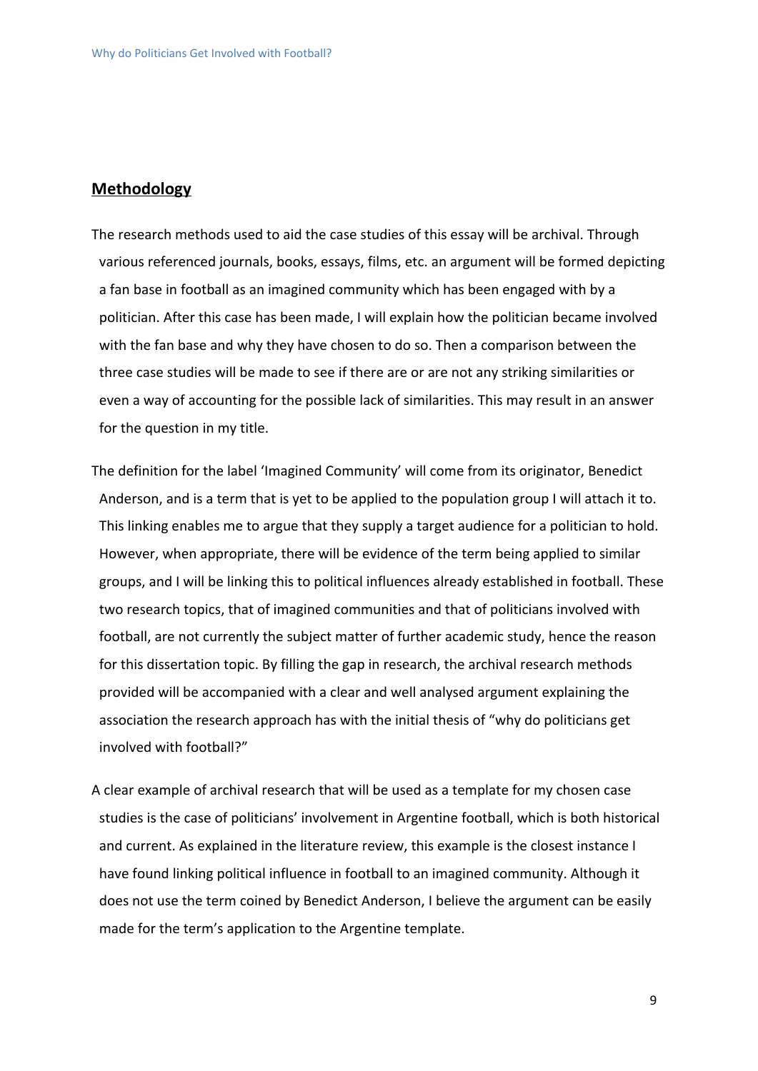## Methodology

The research methods used to aid the case studies of this essay will be archival. Through various referenced journals, books, essays, films, etc. an argument will be formed depicting a fan base in football as an imagined community which has been engaged with by a politician. After this case has been made, I will explain how the politician became involved with the fan base and why they have chosen to do so. Then a comparison between the three case studies will be made to see if there are or are not any striking similarities or even a way of accounting for the possible lack of similarities. This may result in an answer for the question in my title.

The definition for the label 'Imagined Community' will come from its originator, Benedict Anderson, and is a term that is yet to be applied to the population group I will attach it to. This linking enables me to argue that they supply a target audience for a politician to hold. However, when appropriate, there will be evidence of the term being applied to similar groups, and I will be linking this to political influences already established in football. These two research topics, that of imagined communities and that of politicians involved with football, are not currently the subject matter of further academic study, hence the reason for this dissertation topic. By filling the gap in research, the archival research methods provided will be accompanied with a clear and well analysed argument explaining the association the research approach has with the initial thesis of "why do politicians get involved with football?"

A clear example of archival research that will be used as a template for my chosen case studies is the case of politicians' involvement in Argentine football, which is both historical and current. As explained in the literature review, this example is the closest instance I have found linking political influence in football to an imagined community. Although it does not use the term coined by Benedict Anderson, I believe the argument can be easily made for the term's application to the Argentine template.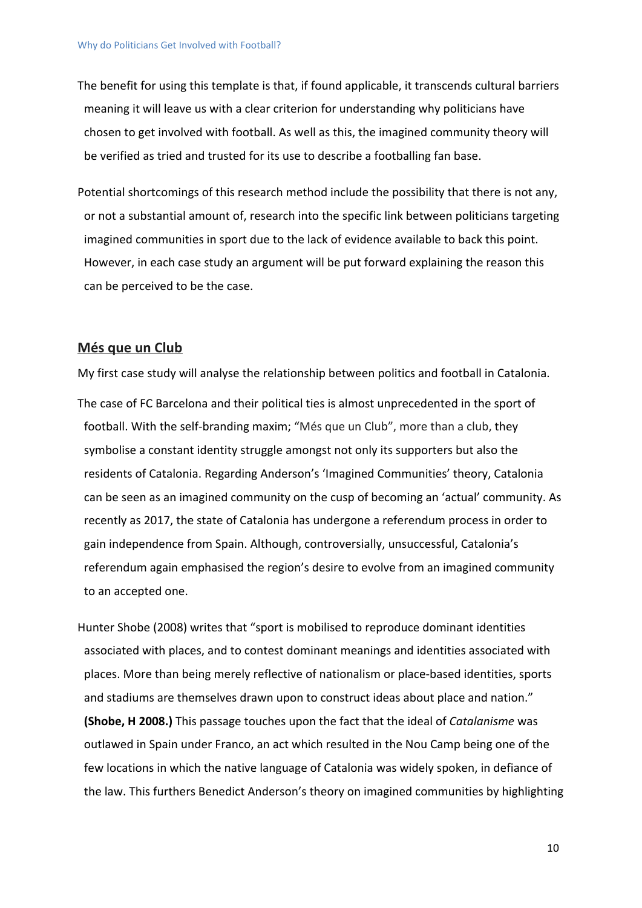The benefit for using this template is that, if found applicable, it transcends cultural barriers meaning it will leave us with a clear criterion for understanding why politicians have chosen to get involved with football. As well as this, the imagined community theory will be verified as tried and trusted for its use to describe a footballing fan base.

Potential shortcomings of this research method include the possibility that there is not any, or not a substantial amount of, research into the specific link between politicians targeting imagined communities in sport due to the lack of evidence available to back this point. However, in each case study an argument will be put forward explaining the reason this can be perceived to be the case.

## Més que un Club

My first case study will analyse the relationship between politics and football in Catalonia.

The case of FC Barcelona and their political ties is almost unprecedented in the sport of football. With the self-branding maxim; "Més que un Club", more than a club, they symbolise a constant identity struggle amongst not only its supporters but also the residents of Catalonia. Regarding Anderson's 'Imagined Communities' theory, Catalonia can be seen as an imagined community on the cusp of becoming an 'actual' community. As recently as 2017, the state of Catalonia has undergone a referendum process in order to gain independence from Spain. Although, controversially, unsuccessful, Catalonia's referendum again emphasised the region's desire to evolve from an imagined community to an accepted one.

Hunter Shobe (2008) writes that "sport is mobilised to reproduce dominant identities associated with places, and to contest dominant meanings and identities associated with places. More than being merely reflective of nationalism or place-based identities, sports and stadiums are themselves drawn upon to construct ideas about place and nation." **(Shobe, H 2008.)** This passage touches upon the fact that the ideal of *Catalanisme* was outlawed in Spain under Franco, an act which resulted in the Nou Camp being one of the few locations in which the native language of Catalonia was widely spoken, in defiance of the law. This furthers Benedict Anderson's theory on imagined communities by highlighting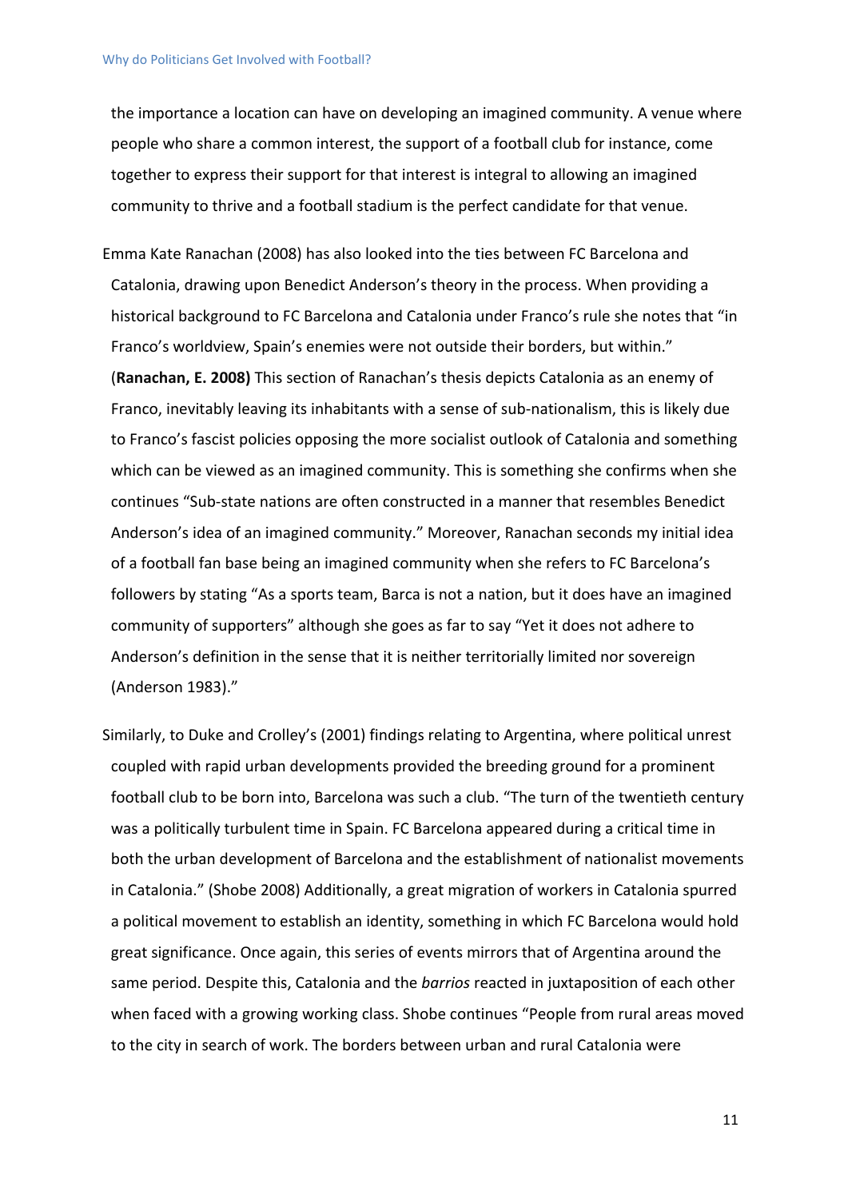the importance a location can have on developing an imagined community. A venue where people who share a common interest, the support of a football club for instance, come together to express their support for that interest is integral to allowing an imagined community to thrive and a football stadium is the perfect candidate for that venue.

Emma Kate Ranachan (2008) has also looked into the ties between FC Barcelona and Catalonia, drawing upon Benedict Anderson's theory in the process. When providing a historical background to FC Barcelona and Catalonia under Franco's rule she notes that "in Franco's worldview, Spain's enemies were not outside their borders, but within." (**Ranachan, E. 2008)** This section of Ranachan's thesis depicts Catalonia as an enemy of Franco, inevitably leaving its inhabitants with a sense of sub-nationalism, this is likely due to Franco's fascist policies opposing the more socialist outlook of Catalonia and something which can be viewed as an imagined community. This is something she confirms when she continues "Sub-state nations are often constructed in a manner that resembles Benedict Anderson's idea of an imagined community." Moreover, Ranachan seconds my initial idea of a football fan base being an imagined community when she refers to FC Barcelona's followers by stating "As a sports team, Barca is not a nation, but it does have an imagined community of supporters" although she goes as far to say "Yet it does not adhere to Anderson's definition in the sense that it is neither territorially limited nor sovereign (Anderson 1983)."

Similarly, to Duke and Crolley's (2001) findings relating to Argentina, where political unrest coupled with rapid urban developments provided the breeding ground for a prominent football club to be born into, Barcelona was such a club. "The turn of the twentieth century was a politically turbulent time in Spain. FC Barcelona appeared during a critical time in both the urban development of Barcelona and the establishment of nationalist movements in Catalonia." (Shobe 2008) Additionally, a great migration of workers in Catalonia spurred a political movement to establish an identity, something in which FC Barcelona would hold great significance. Once again, this series of events mirrors that of Argentina around the same period. Despite this, Catalonia and the *barrios* reacted in juxtaposition of each other when faced with a growing working class. Shobe continues "People from rural areas moved to the city in search of work. The borders between urban and rural Catalonia were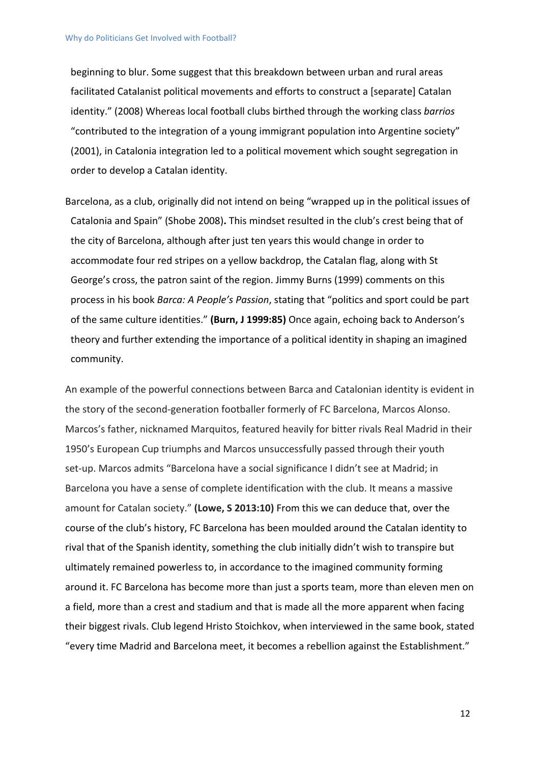beginning to blur. Some suggest that this breakdown between urban and rural areas facilitated Catalanist political movements and efforts to construct a [separate] Catalan identity." (2008) Whereas local football clubs birthed through the working class *barrios* "contributed to the integration of a young immigrant population into Argentine society" (2001), in Catalonia integration led to a political movement which sought segregation in order to develop a Catalan identity.

Barcelona, as a club, originally did not intend on being "wrapped up in the political issues of Catalonia and Spain" (Shobe 2008)**.** This mindset resulted in the club's crest being that of the city of Barcelona, although after just ten years this would change in order to accommodate four red stripes on a yellow backdrop, the Catalan flag, along with St George's cross, the patron saint of the region. Jimmy Burns (1999) comments on this process in his book *Barca: A People's Passion*, stating that "politics and sport could be part of the same culture identities." **(Burn, J 1999:85)** Once again, echoing back to Anderson's theory and further extending the importance of a political identity in shaping an imagined community.

An example of the powerful connections between Barca and Catalonian identity is evident in the story of the second-generation footballer formerly of FC Barcelona, Marcos Alonso. Marcos's father, nicknamed Marquitos, featured heavily for bitter rivals Real Madrid in their 1950's European Cup triumphs and Marcos unsuccessfully passed through their youth set-up. Marcos admits "Barcelona have a social significance I didn't see at Madrid; in Barcelona you have a sense of complete identification with the club. It means a massive amount for Catalan society." **(Lowe, S 2013:10)** From this we can deduce that, over the course of the club's history, FC Barcelona has been moulded around the Catalan identity to rival that of the Spanish identity, something the club initially didn't wish to transpire but ultimately remained powerless to, in accordance to the imagined community forming around it. FC Barcelona has become more than just a sports team, more than eleven men on a field, more than a crest and stadium and that is made all the more apparent when facing their biggest rivals. Club legend Hristo Stoichkov, when interviewed in the same book, stated "every time Madrid and Barcelona meet, it becomes a rebellion against the Establishment."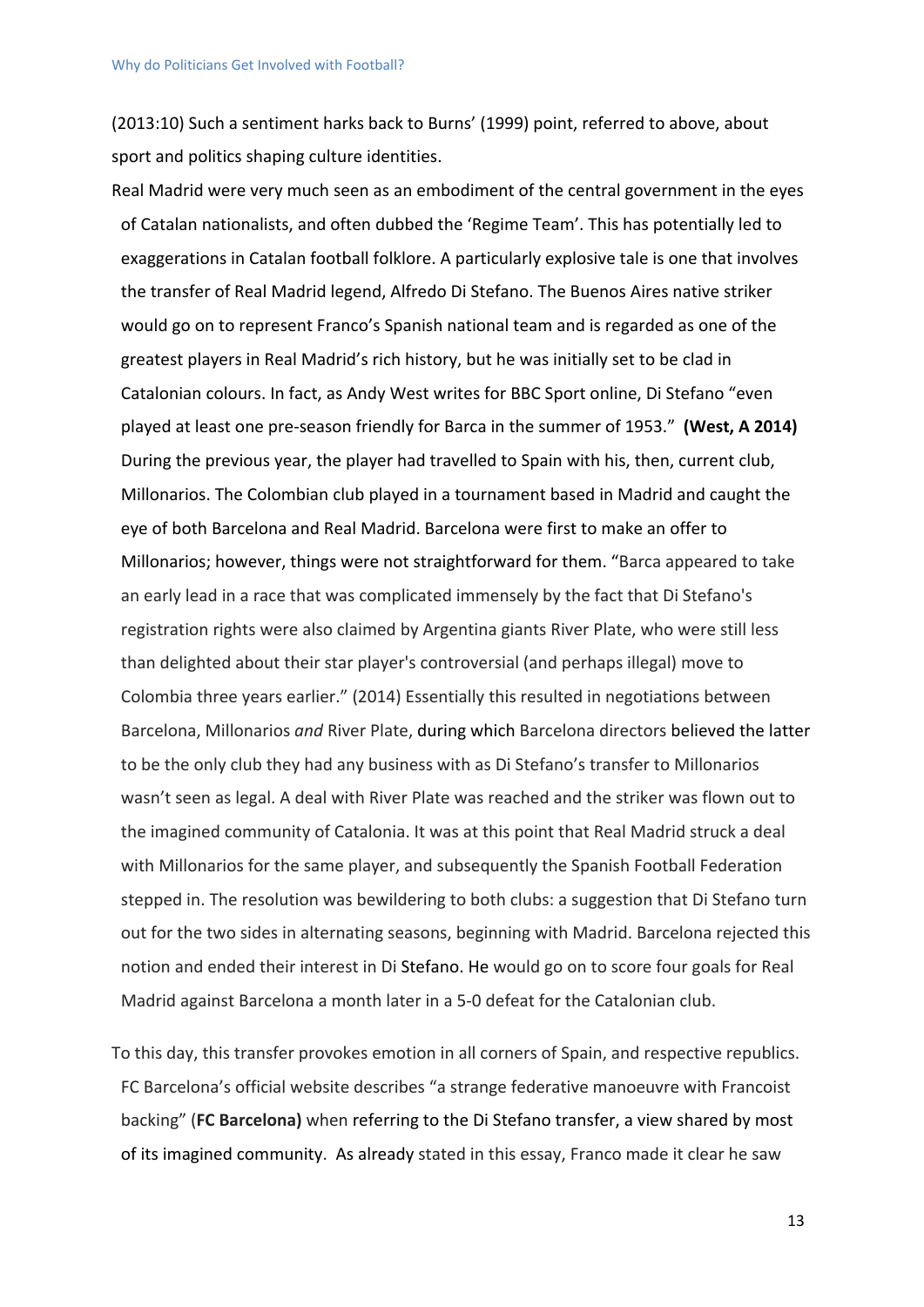(2013:10) Such a sentiment harks back to Burns' (1999) point, referred to above, about sport and politics shaping culture identities.

Real Madrid were very much seen as an embodiment of the central government in the eyes of Catalan nationalists, and often dubbed the 'Regime Team'. This has potentially led to exaggerations in Catalan football folklore. A particularly explosive tale is one that involves the transfer of Real Madrid legend, Alfredo Di Stefano. The Buenos Aires native striker would go on to represent Franco's Spanish national team and is regarded as one of the greatest players in Real Madrid's rich history, but he was initially set to be clad in Catalonian colours. In fact, as Andy West writes for BBC Sport online, Di Stefano "even played at least one pre-season friendly for Barca in the summer of 1953." **(West, A 2014)** During the previous year, the player had travelled to Spain with his, then, current club, Millonarios. The Colombian club played in a tournament based in Madrid and caught the eye of both Barcelona and Real Madrid. Barcelona were first to make an offer to Millonarios; however, things were not straightforward for them. "Barca appeared to take an early lead in a race that was complicated immensely by the fact that Di Stefano's registration rights were also claimed by Argentina giants River Plate, who were still less than delighted about their star player's controversial (and perhaps illegal) move to Colombia three years earlier." (2014) Essentially this resulted in negotiations between Barcelona, Millonarios *and* River Plate, during which Barcelona directors believed the latter to be the only club they had any business with as Di Stefano's transfer to Millonarios wasn't seen as legal. A deal with River Plate was reached and the striker was flown out to the imagined community of Catalonia. It was at this point that Real Madrid struck a deal with Millonarios for the same player, and subsequently the Spanish Football Federation stepped in. The resolution was bewildering to both clubs: a suggestion that Di Stefano turn out for the two sides in alternating seasons, beginning with Madrid. Barcelona rejected this notion and ended their interest in Di Stefano. He would go on to score four goals for Real Madrid against Barcelona a month later in a 5-0 defeat for the Catalonian club.

To this day, this transfer provokes emotion in all corners of Spain, and respective republics. FC Barcelona's official website describes "a strange federative manoeuvre with Francoist backing" (**FC Barcelona)** when referring to the Di Stefano transfer, a view shared by most of its imagined community. As already stated in this essay, Franco made it clear he saw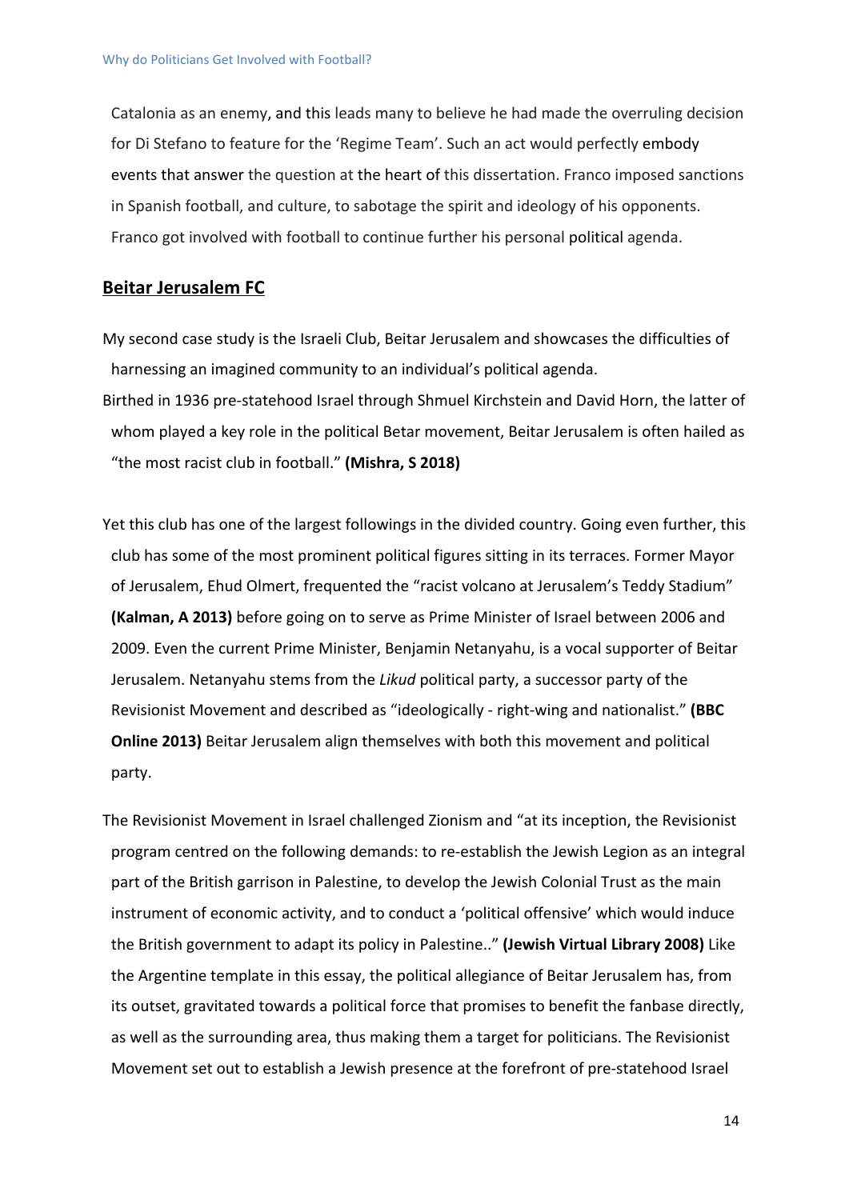Catalonia as an enemy, and this leads many to believe he had made the overruling decision for Di Stefano to feature for the 'Regime Team'. Such an act would perfectly embody events that answer the question at the heart of this dissertation. Franco imposed sanctions in Spanish football, and culture, to sabotage the spirit and ideology of his opponents. Franco got involved with football to continue further his personal political agenda.

## Beitar Jerusalem FC

My second case study is the Israeli Club, Beitar Jerusalem and showcases the difficulties of harnessing an imagined community to an individual's political agenda.

Birthed in 1936 pre-statehood Israel through Shmuel Kirchstein and David Horn, the latter of whom played a key role in the political Betar movement, Beitar Jerusalem is often hailed as "the most racist club in football." **(Mishra, S 2018)**

Yet this club has one of the largest followings in the divided country. Going even further, this club has some of the most prominent political figures sitting in its terraces. Former Mayor of Jerusalem, Ehud Olmert, frequented the "racist volcano at Jerusalem's Teddy Stadium" **(Kalman, A 2013)** before going on to serve as Prime Minister of Israel between 2006 and 2009. Even the current Prime Minister, Benjamin Netanyahu, is a vocal supporter of Beitar Jerusalem. Netanyahu stems from the *Likud* political party, a successor party of the Revisionist Movement and described as "ideologically - right-wing and nationalist." **(BBC Online 2013)** Beitar Jerusalem align themselves with both this movement and political party.

The Revisionist Movement in Israel challenged Zionism and "at its inception, the Revisionist program centred on the following demands: to re-establish the Jewish Legion as an integral part of the British garrison in Palestine, to develop the Jewish Colonial Trust as the main instrument of economic activity, and to conduct a 'political offensive' which would induce the British government to adapt its policy in Palestine.." **(Jewish Virtual Library 2008)** Like the Argentine template in this essay, the political allegiance of Beitar Jerusalem has, from its outset, gravitated towards a political force that promises to benefit the fanbase directly, as well as the surrounding area, thus making them a target for politicians. The Revisionist Movement set out to establish a Jewish presence at the forefront of pre-statehood Israel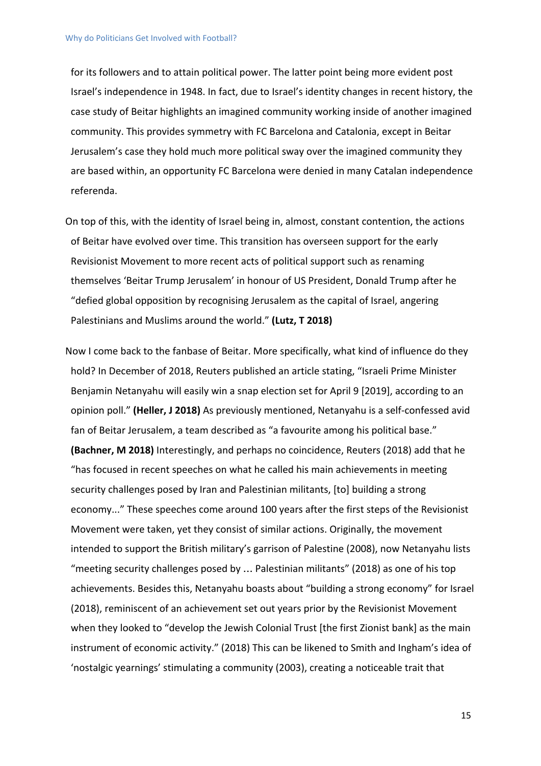for its followers and to attain political power. The latter point being more evident post Israel's independence in 1948. In fact, due to Israel's identity changes in recent history, the case study of Beitar highlights an imagined community working inside of another imagined community. This provides symmetry with FC Barcelona and Catalonia, except in Beitar Jerusalem's case they hold much more political sway over the imagined community they are based within, an opportunity FC Barcelona were denied in many Catalan independence referenda.

On top of this, with the identity of Israel being in, almost, constant contention, the actions of Beitar have evolved over time. This transition has overseen support for the early Revisionist Movement to more recent acts of political support such as renaming themselves 'Beitar Trump Jerusalem' in honour of US President, Donald Trump after he "defied global opposition by recognising Jerusalem as the capital of Israel, angering Palestinians and Muslims around the world." **(Lutz, T 2018)**

Now I come back to the fanbase of Beitar. More specifically, what kind of influence do they hold? In December of 2018, Reuters published an article stating, "Israeli Prime Minister Benjamin Netanyahu will easily win a snap election set for April 9 [2019], according to an opinion poll." **(Heller, J 2018)** As previously mentioned, Netanyahu is a self-confessed avid fan of Beitar Jerusalem, a team described as "a favourite among his political base." **(Bachner, M 2018)** Interestingly, and perhaps no coincidence, Reuters (2018) add that he "has focused in recent speeches on what he called his main achievements in meeting security challenges posed by Iran and Palestinian militants, [to] building a strong economy..." These speeches come around 100 years after the first steps of the Revisionist Movement were taken, yet they consist of similar actions. Originally, the movement intended to support the British military's garrison of Palestine (2008), now Netanyahu lists "meeting security challenges posed by … Palestinian militants" (2018) as one of his top achievements. Besides this, Netanyahu boasts about "building a strong economy" for Israel (2018), reminiscent of an achievement set out years prior by the Revisionist Movement when they looked to "develop the Jewish Colonial Trust [the first Zionist bank] as the main instrument of economic activity." (2018) This can be likened to Smith and Ingham's idea of 'nostalgic yearnings' stimulating a community (2003), creating a noticeable trait that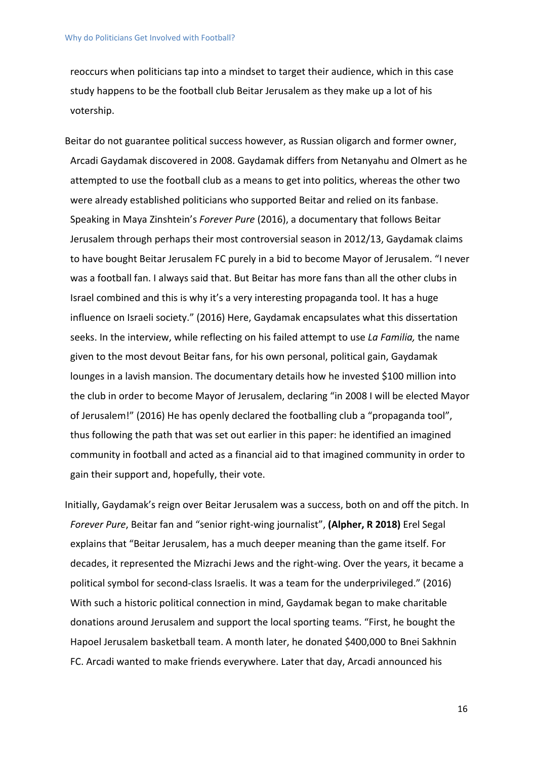reoccurs when politicians tap into a mindset to target their audience, which in this case study happens to be the football club Beitar Jerusalem as they make up a lot of his votership.

Beitar do not guarantee political success however, as Russian oligarch and former owner, Arcadi Gaydamak discovered in 2008. Gaydamak differs from Netanyahu and Olmert as he attempted to use the football club as a means to get into politics, whereas the other two were already established politicians who supported Beitar and relied on its fanbase. Speaking in Maya Zinshtein's *Forever Pure* (2016), a documentary that follows Beitar Jerusalem through perhaps their most controversial season in 2012/13, Gaydamak claims to have bought Beitar Jerusalem FC purely in a bid to become Mayor of Jerusalem. "I never was a football fan. I always said that. But Beitar has more fans than all the other clubs in Israel combined and this is why it's a very interesting propaganda tool. It has a huge influence on Israeli society." (2016) Here, Gaydamak encapsulates what this dissertation seeks. In the interview, while reflecting on his failed attempt to use *La Familia,* the name given to the most devout Beitar fans, for his own personal, political gain, Gaydamak lounges in a lavish mansion. The documentary details how he invested $100 million into the club in order to become Mayor of Jerusalem, declaring "in 2008 I will be elected Mayor of Jerusalem!" (2016) He has openly declared the footballing club a "propaganda tool", thus following the path that was set out earlier in this paper: he identified an imagined community in football and acted as a financial aid to that imagined community in order to gain their support and, hopefully, their vote.

Initially, Gaydamak's reign over Beitar Jerusalem was a success, both on and off the pitch. In *Forever Pure*, Beitar fan and "senior right-wing journalist", **(Alpher, R 2018)** Erel Segal explains that "Beitar Jerusalem, has a much deeper meaning than the game itself. For decades, it represented the Mizrachi Jews and the right-wing. Over the years, it became a political symbol for second-class Israelis. It was a team for the underprivileged." (2016) With such a historic political connection in mind, Gaydamak began to make charitable donations around Jerusalem and support the local sporting teams. "First, he bought the Hapoel Jerusalem basketball team. A month later, he donated $400,000 to Bnei Sakhnin FC. Arcadi wanted to make friends everywhere. Later that day, Arcadi announced his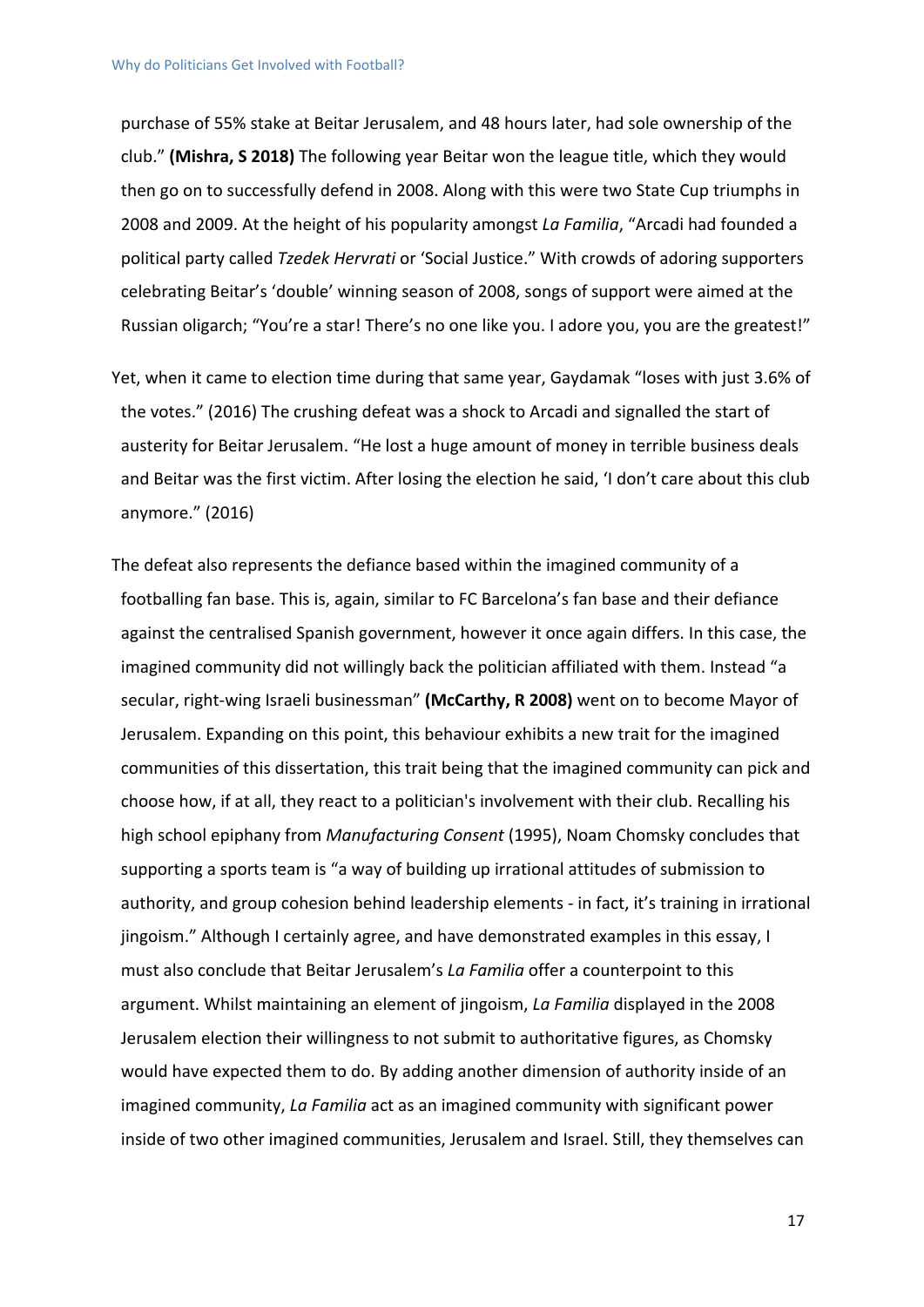purchase of 55% stake at Beitar Jerusalem, and 48 hours later, had sole ownership of the club." **(Mishra, S 2018)** The following year Beitar won the league title, which they would then go on to successfully defend in 2008. Along with this were two State Cup triumphs in 2008 and 2009. At the height of his popularity amongst *La Familia*, "Arcadi had founded a political party called *Tzedek Hervrati* or 'Social Justice." With crowds of adoring supporters celebrating Beitar's 'double' winning season of 2008, songs of support were aimed at the Russian oligarch; "You're a star! There's no one like you. I adore you, you are the greatest!"

Yet, when it came to election time during that same year, Gaydamak "loses with just 3.6% of the votes." (2016) The crushing defeat was a shock to Arcadi and signalled the start of austerity for Beitar Jerusalem. "He lost a huge amount of money in terrible business deals and Beitar was the first victim. After losing the election he said, 'I don't care about this club anymore." (2016)

The defeat also represents the defiance based within the imagined community of a footballing fan base. This is, again, similar to FC Barcelona's fan base and their defiance against the centralised Spanish government, however it once again differs. In this case, the imagined community did not willingly back the politician affiliated with them. Instead "a secular, right-wing Israeli businessman" **(McCarthy, R 2008)** went on to become Mayor of Jerusalem. Expanding on this point, this behaviour exhibits a new trait for the imagined communities of this dissertation, this trait being that the imagined community can pick and choose how, if at all, they react to a politician's involvement with their club. Recalling his high school epiphany from *Manufacturing Consent* (1995), Noam Chomsky concludes that supporting a sports team is "a way of building up irrational attitudes of submission to authority, and group cohesion behind leadership elements - in fact, it's training in irrational jingoism." Although I certainly agree, and have demonstrated examples in this essay, I must also conclude that Beitar Jerusalem's *La Familia* offer a counterpoint to this argument. Whilst maintaining an element of jingoism, *La Familia* displayed in the 2008 Jerusalem election their willingness to not submit to authoritative figures, as Chomsky would have expected them to do. By adding another dimension of authority inside of an imagined community, *La Familia* act as an imagined community with significant power inside of two other imagined communities, Jerusalem and Israel. Still, they themselves can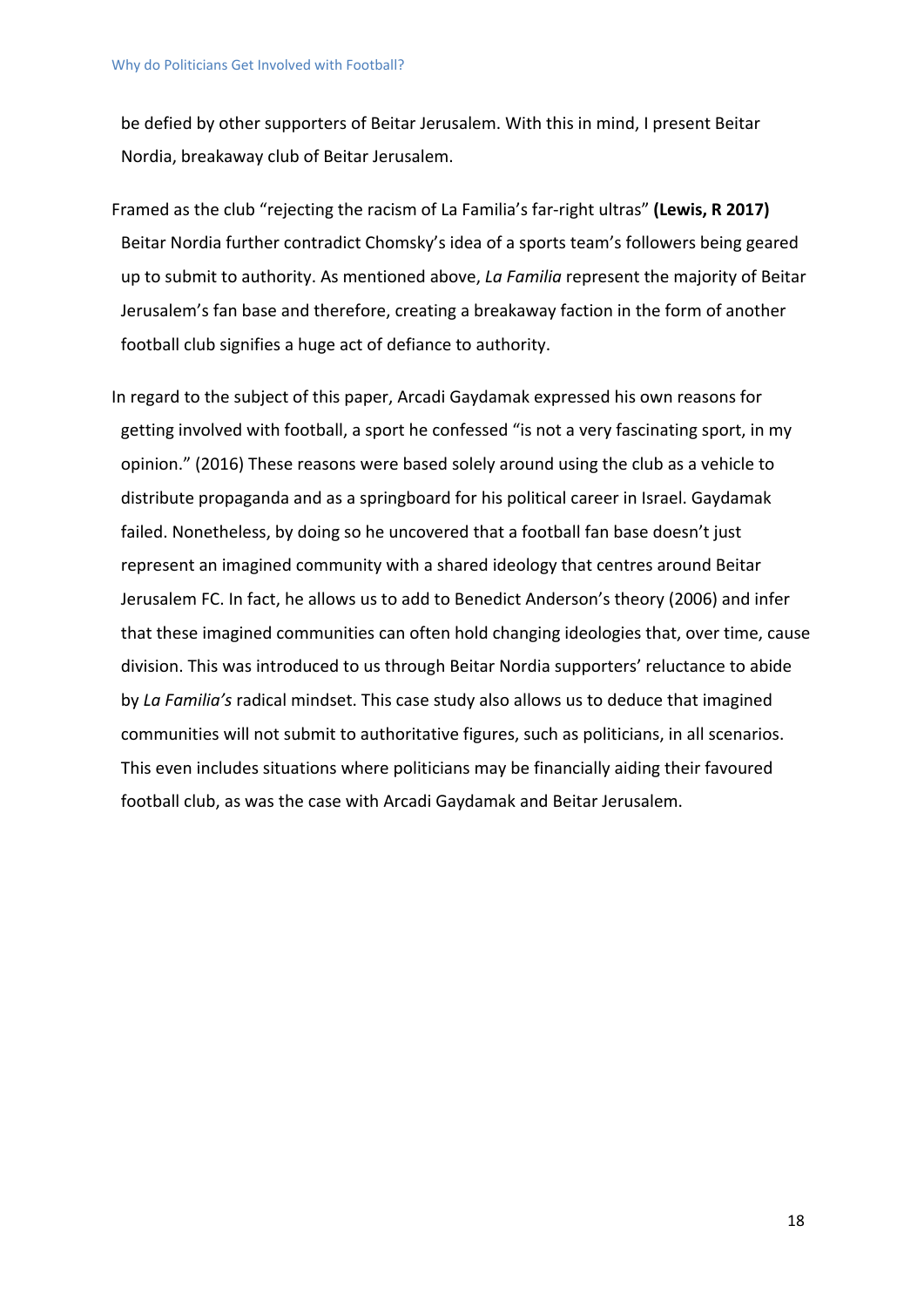be defied by other supporters of Beitar Jerusalem. With this in mind, I present Beitar Nordia, breakaway club of Beitar Jerusalem.

Framed as the club "rejecting the racism of La Familia's far-right ultras" **(Lewis, R 2017)** Beitar Nordia further contradict Chomsky's idea of a sports team's followers being geared up to submit to authority. As mentioned above, *La Familia* represent the majority of Beitar Jerusalem's fan base and therefore, creating a breakaway faction in the form of another football club signifies a huge act of defiance to authority.

In regard to the subject of this paper, Arcadi Gaydamak expressed his own reasons for getting involved with football, a sport he confessed "is not a very fascinating sport, in my opinion." (2016) These reasons were based solely around using the club as a vehicle to distribute propaganda and as a springboard for his political career in Israel. Gaydamak failed. Nonetheless, by doing so he uncovered that a football fan base doesn't just represent an imagined community with a shared ideology that centres around Beitar Jerusalem FC. In fact, he allows us to add to Benedict Anderson's theory (2006) and infer that these imagined communities can often hold changing ideologies that, over time, cause division. This was introduced to us through Beitar Nordia supporters' reluctance to abide by *La Familia's* radical mindset. This case study also allows us to deduce that imagined communities will not submit to authoritative figures, such as politicians, in all scenarios. This even includes situations where politicians may be financially aiding their favoured football club, as was the case with Arcadi Gaydamak and Beitar Jerusalem.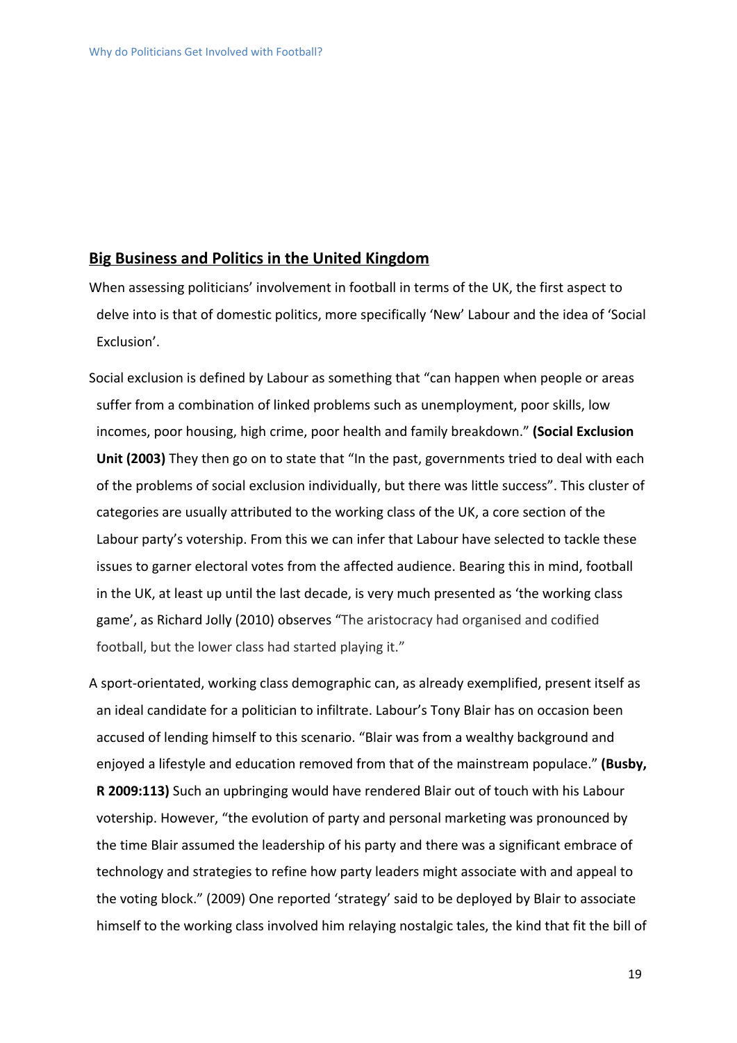## Big Business and Politics in the United Kingdom

When assessing politicians' involvement in football in terms of the UK, the first aspect to delve into is that of domestic politics, more specifically 'New' Labour and the idea of 'Social Exclusion'.

Social exclusion is defined by Labour as something that "can happen when people or areas suffer from a combination of linked problems such as unemployment, poor skills, low incomes, poor housing, high crime, poor health and family breakdown." **(Social Exclusion Unit (2003)** They then go on to state that "In the past, governments tried to deal with each of the problems of social exclusion individually, but there was little success". This cluster of categories are usually attributed to the working class of the UK, a core section of the Labour party's votership. From this we can infer that Labour have selected to tackle these issues to garner electoral votes from the affected audience. Bearing this in mind, football in the UK, at least up until the last decade, is very much presented as 'the working class game', as Richard Jolly (2010) observes "The aristocracy had organised and codified football, but the lower class had started playing it."

A sport-orientated, working class demographic can, as already exemplified, present itself as an ideal candidate for a politician to infiltrate. Labour's Tony Blair has on occasion been accused of lending himself to this scenario. "Blair was from a wealthy background and enjoyed a lifestyle and education removed from that of the mainstream populace." **(Busby, R 2009:113)** Such an upbringing would have rendered Blair out of touch with his Labour votership. However, "the evolution of party and personal marketing was pronounced by the time Blair assumed the leadership of his party and there was a significant embrace of technology and strategies to refine how party leaders might associate with and appeal to the voting block." (2009) One reported 'strategy' said to be deployed by Blair to associate himself to the working class involved him relaying nostalgic tales, the kind that fit the bill of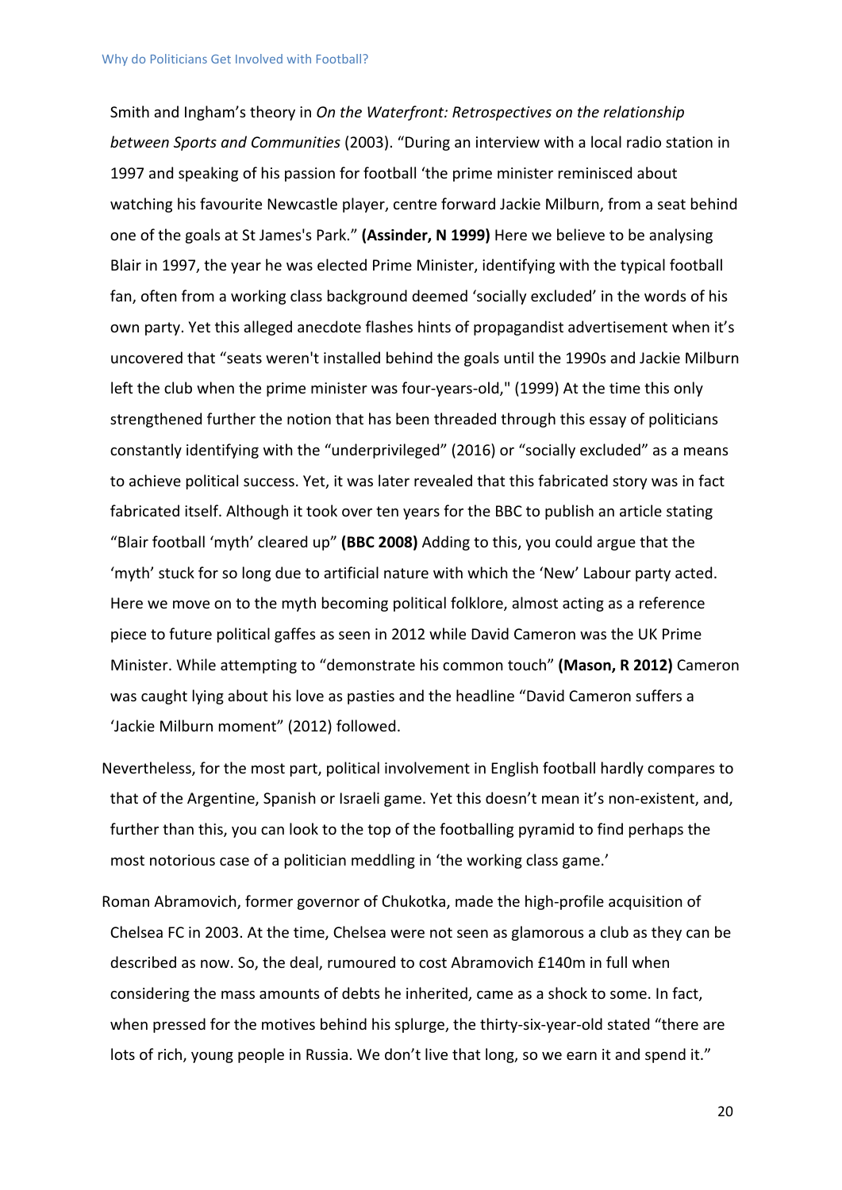Smith and Ingham's theory in *On the Waterfront: Retrospectives on the relationship between Sports and Communities* (2003). "During an interview with a local radio station in 1997 and speaking of his passion for football 'the prime minister reminisced about watching his favourite Newcastle player, centre forward Jackie Milburn, from a seat behind one of the goals at St James's Park." **(Assinder, N 1999)** Here we believe to be analysing Blair in 1997, the year he was elected Prime Minister, identifying with the typical football fan, often from a working class background deemed 'socially excluded' in the words of his own party. Yet this alleged anecdote flashes hints of propagandist advertisement when it's uncovered that "seats weren't installed behind the goals until the 1990s and Jackie Milburn left the club when the prime minister was four-years-old," (1999) At the time this only strengthened further the notion that has been threaded through this essay of politicians constantly identifying with the "underprivileged" (2016) or "socially excluded" as a means to achieve political success. Yet, it was later revealed that this fabricated story was in fact fabricated itself. Although it took over ten years for the BBC to publish an article stating "Blair football 'myth' cleared up" **(BBC 2008)** Adding to this, you could argue that the 'myth' stuck for so long due to artificial nature with which the 'New' Labour party acted. Here we move on to the myth becoming political folklore, almost acting as a reference piece to future political gaffes as seen in 2012 while David Cameron was the UK Prime Minister. While attempting to "demonstrate his common touch" **(Mason, R 2012)** Cameron was caught lying about his love as pasties and the headline "David Cameron suffers a 'Jackie Milburn moment" (2012) followed.

Nevertheless, for the most part, political involvement in English football hardly compares to that of the Argentine, Spanish or Israeli game. Yet this doesn't mean it's non-existent, and, further than this, you can look to the top of the footballing pyramid to find perhaps the most notorious case of a politician meddling in 'the working class game.'

Roman Abramovich, former governor of Chukotka, made the high-profile acquisition of Chelsea FC in 2003. At the time, Chelsea were not seen as glamorous a club as they can be described as now. So, the deal, rumoured to cost Abramovich £140m in full when considering the mass amounts of debts he inherited, came as a shock to some. In fact, when pressed for the motives behind his splurge, the thirty-six-year-old stated "there are lots of rich, young people in Russia. We don't live that long, so we earn it and spend it."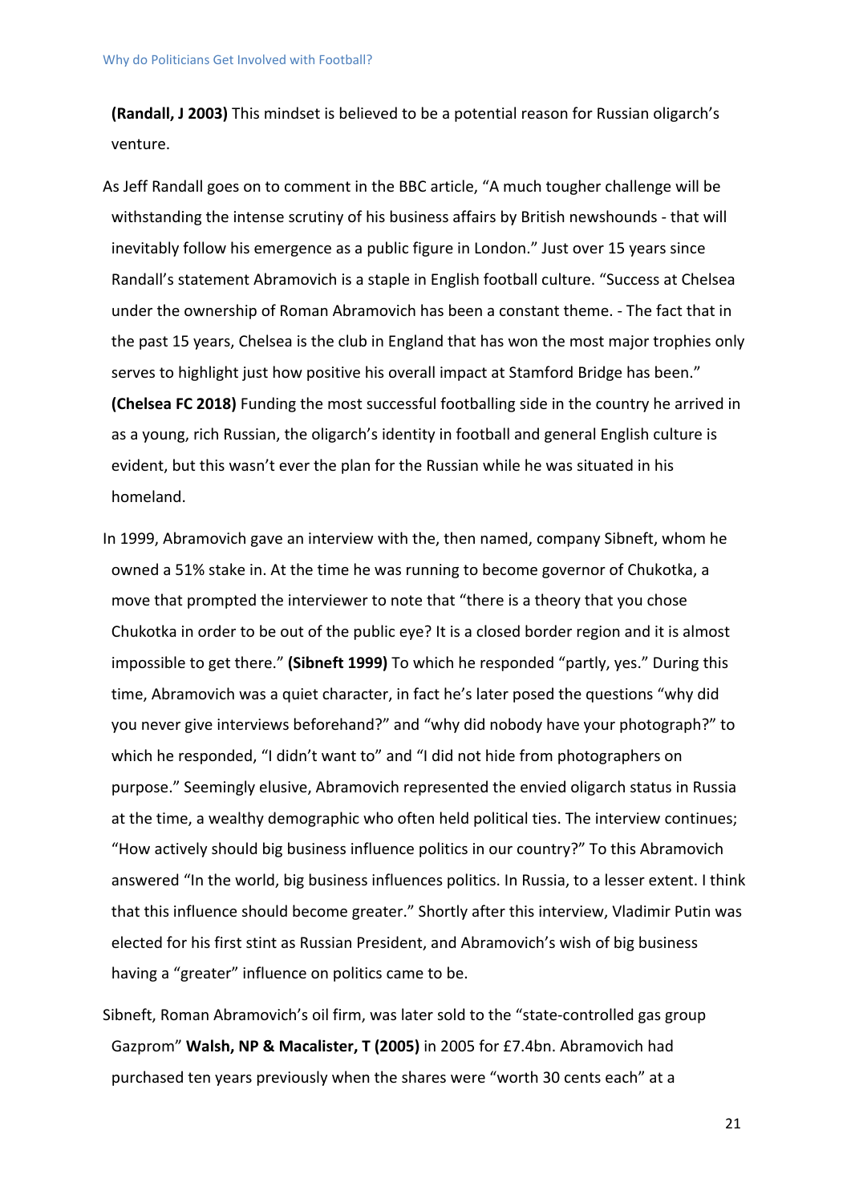**(Randall, J 2003)** This mindset is believed to be a potential reason for Russian oligarch's venture.

As Jeff Randall goes on to comment in the BBC article, "A much tougher challenge will be withstanding the intense scrutiny of his business affairs by British newshounds - that will inevitably follow his emergence as a public figure in London." Just over 15 years since Randall's statement Abramovich is a staple in English football culture. "Success at Chelsea under the ownership of Roman Abramovich has been a constant theme. - The fact that in the past 15 years, Chelsea is the club in England that has won the most major trophies only serves to highlight just how positive his overall impact at Stamford Bridge has been." **(Chelsea FC 2018)** Funding the most successful footballing side in the country he arrived in as a young, rich Russian, the oligarch's identity in football and general English culture is evident, but this wasn't ever the plan for the Russian while he was situated in his homeland.

In 1999, Abramovich gave an interview with the, then named, company Sibneft, whom he owned a 51% stake in. At the time he was running to become governor of Chukotka, a move that prompted the interviewer to note that "there is a theory that you chose Chukotka in order to be out of the public eye? It is a closed border region and it is almost impossible to get there." **(Sibneft 1999)** To which he responded "partly, yes." During this time, Abramovich was a quiet character, in fact he's later posed the questions "why did you never give interviews beforehand?" and "why did nobody have your photograph?" to which he responded, "I didn't want to" and "I did not hide from photographers on purpose." Seemingly elusive, Abramovich represented the envied oligarch status in Russia at the time, a wealthy demographic who often held political ties. The interview continues; "How actively should big business influence politics in our country?" To this Abramovich answered "In the world, big business influences politics. In Russia, to a lesser extent. I think that this influence should become greater." Shortly after this interview, Vladimir Putin was elected for his first stint as Russian President, and Abramovich's wish of big business having a "greater" influence on politics came to be.

Sibneft, Roman Abramovich's oil firm, was later sold to the "state-controlled gas group Gazprom" **Walsh, NP & Macalister, T (2005)** in 2005 for £7.4bn. Abramovich had purchased ten years previously when the shares were "worth 30 cents each" at a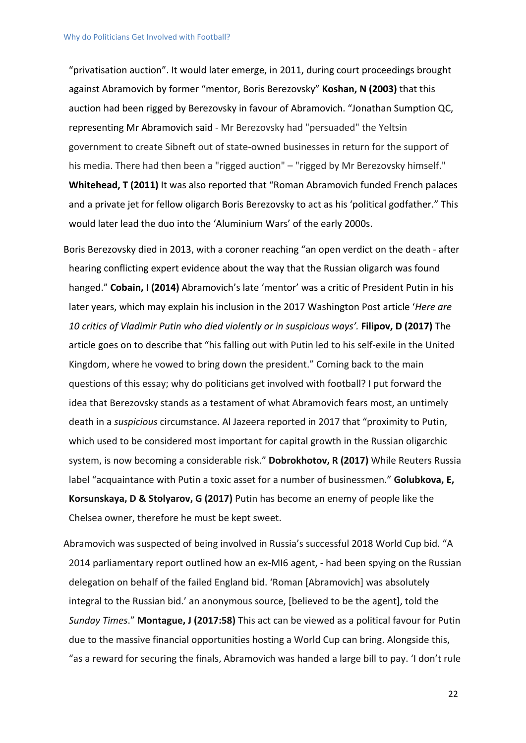"privatisation auction". It would later emerge, in 2011, during court proceedings brought against Abramovich by former "mentor, Boris Berezovsky" **Koshan, N (2003)** that this auction had been rigged by Berezovsky in favour of Abramovich. "Jonathan Sumption QC, representing Mr Abramovich said - Mr Berezovsky had "persuaded" the Yeltsin government to create Sibneft out of state-owned businesses in return for the support of his media. There had then been a "rigged auction" – "rigged by Mr Berezovsky himself." **Whitehead, T (2011)** It was also reported that "Roman Abramovich funded French palaces and a private jet for fellow oligarch Boris Berezovsky to act as his 'political godfather." This would later lead the duo into the 'Aluminium Wars' of the early 2000s.

Boris Berezovsky died in 2013, with a coroner reaching "an open verdict on the death - after hearing conflicting expert evidence about the way that the Russian oligarch was found hanged." **Cobain, I (2014)** Abramovich's late 'mentor' was a critic of President Putin in his later years, which may explain his inclusion in the 2017 Washington Post article '*Here are 10 critics of Vladimir Putin who died violently or in suspicious ways'.* **Filipov, D (2017)** The article goes on to describe that "his falling out with Putin led to his self-exile in the United Kingdom, where he vowed to bring down the president." Coming back to the main questions of this essay; why do politicians get involved with football? I put forward the idea that Berezovsky stands as a testament of what Abramovich fears most, an untimely death in a *suspicious* circumstance. Al Jazeera reported in 2017 that "proximity to Putin, which used to be considered most important for capital growth in the Russian oligarchic system, is now becoming a considerable risk." **Dobrokhotov, R (2017)** While Reuters Russia label "acquaintance with Putin a toxic asset for a number of businessmen." **Golubkova, E, Korsunskaya, D & Stolyarov, G (2017)** Putin has become an enemy of people like the Chelsea owner, therefore he must be kept sweet.

Abramovich was suspected of being involved in Russia's successful 2018 World Cup bid. "A 2014 parliamentary report outlined how an ex-MI6 agent, - had been spying on the Russian delegation on behalf of the failed England bid. 'Roman [Abramovich] was absolutely integral to the Russian bid.' an anonymous source, [believed to be the agent], told the *Sunday Times*." **Montague, J (2017:58)** This act can be viewed as a political favour for Putin due to the massive financial opportunities hosting a World Cup can bring. Alongside this, "as a reward for securing the finals, Abramovich was handed a large bill to pay. 'I don't rule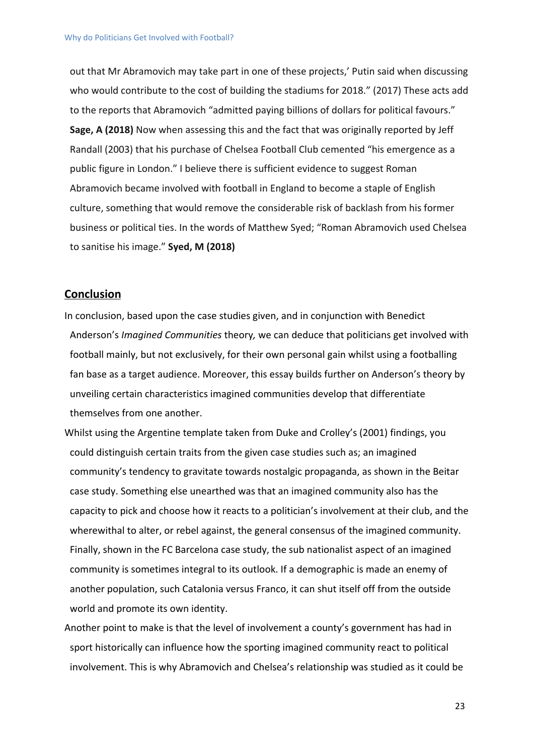out that Mr Abramovich may take part in one of these projects,' Putin said when discussing who would contribute to the cost of building the stadiums for 2018." (2017) These acts add to the reports that Abramovich "admitted paying billions of dollars for political favours." **Sage, A (2018)** Now when assessing this and the fact that was originally reported by Jeff Randall (2003) that his purchase of Chelsea Football Club cemented "his emergence as a public figure in London." I believe there is sufficient evidence to suggest Roman Abramovich became involved with football in England to become a staple of English culture, something that would remove the considerable risk of backlash from his former business or political ties. In the words of Matthew Syed; "Roman Abramovich used Chelsea to sanitise his image." **Syed, M (2018)**

## Conclusion

In conclusion, based upon the case studies given, and in conjunction with Benedict Anderson's *Imagined Communities* theory, we can deduce that politicians get involved with football mainly, but not exclusively, for their own personal gain whilst using a footballing fan base as a target audience. Moreover, this essay builds further on Anderson's theory by unveiling certain characteristics imagined communities develop that differentiate themselves from one another.

Whilst using the Argentine template taken from Duke and Crolley's (2001) findings, you could distinguish certain traits from the given case studies such as; an imagined community's tendency to gravitate towards nostalgic propaganda, as shown in the Beitar case study. Something else unearthed was that an imagined community also has the capacity to pick and choose how it reacts to a politician's involvement at their club, and the wherewithal to alter, or rebel against, the general consensus of the imagined community. Finally, shown in the FC Barcelona case study, the sub nationalist aspect of an imagined community is sometimes integral to its outlook. If a demographic is made an enemy of another population, such Catalonia versus Franco, it can shut itself off from the outside world and promote its own identity.

Another point to make is that the level of involvement a county's government has had in sport historically can influence how the sporting imagined community react to political involvement. This is why Abramovich and Chelsea's relationship was studied as it could be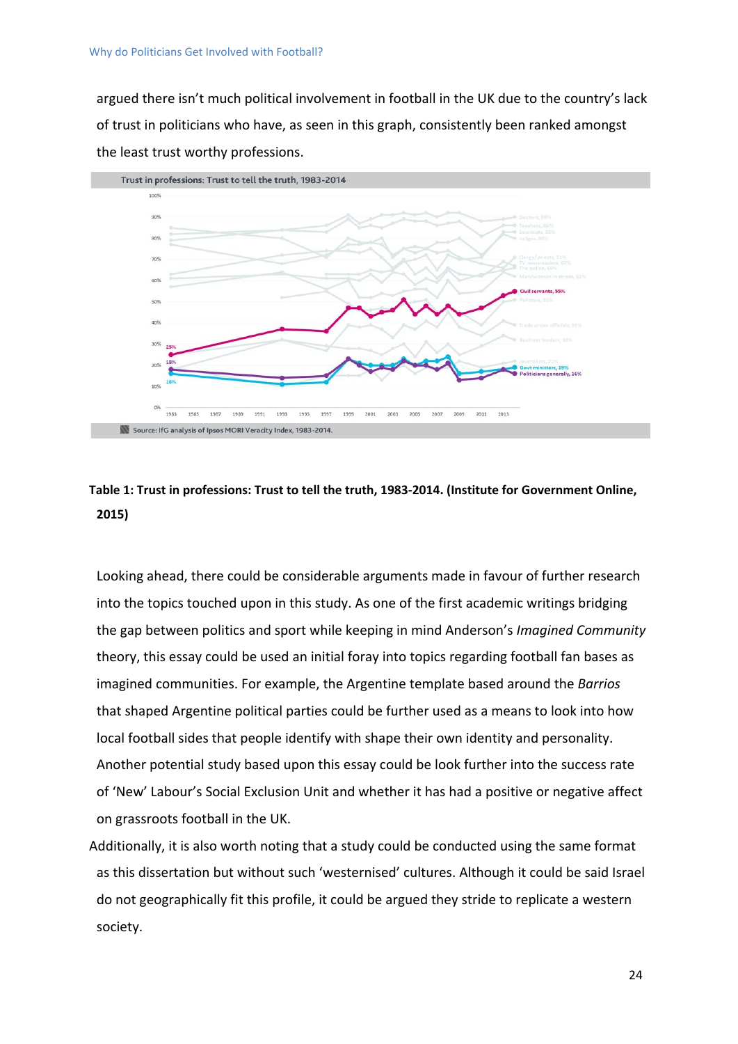argued there isn't much political involvement in football in the UK due to the country's lack of trust in politicians who have, as seen in this graph, consistently been ranked amongst the least trust worthy professions.

**Table 1: Trust in professions: Trust to tell the truth, 1983-2014. (Institute for Government Online, 2015)**

Looking ahead, there could be considerable arguments made in favour of further research into the topics touched upon in this study. As one of the first academic writings bridging the gap between politics and sport while keeping in mind Anderson's *Imagined Community* theory, this essay could be used an initial foray into topics regarding football fan bases as imagined communities. For example, the Argentine template based around the *Barrios* that shaped Argentine political parties could be further used as a means to look into how local football sides that people identify with shape their own identity and personality. Another potential study based upon this essay could be look further into the success rate of 'New' Labour's Social Exclusion Unit and whether it has had a positive or negative affect on grassroots football in the UK.

Additionally, it is also worth noting that a study could be conducted using the same format as this dissertation but without such 'westernised' cultures. Although it could be said Israel do not geographically fit this profile, it could be argued they stride to replicate a western society.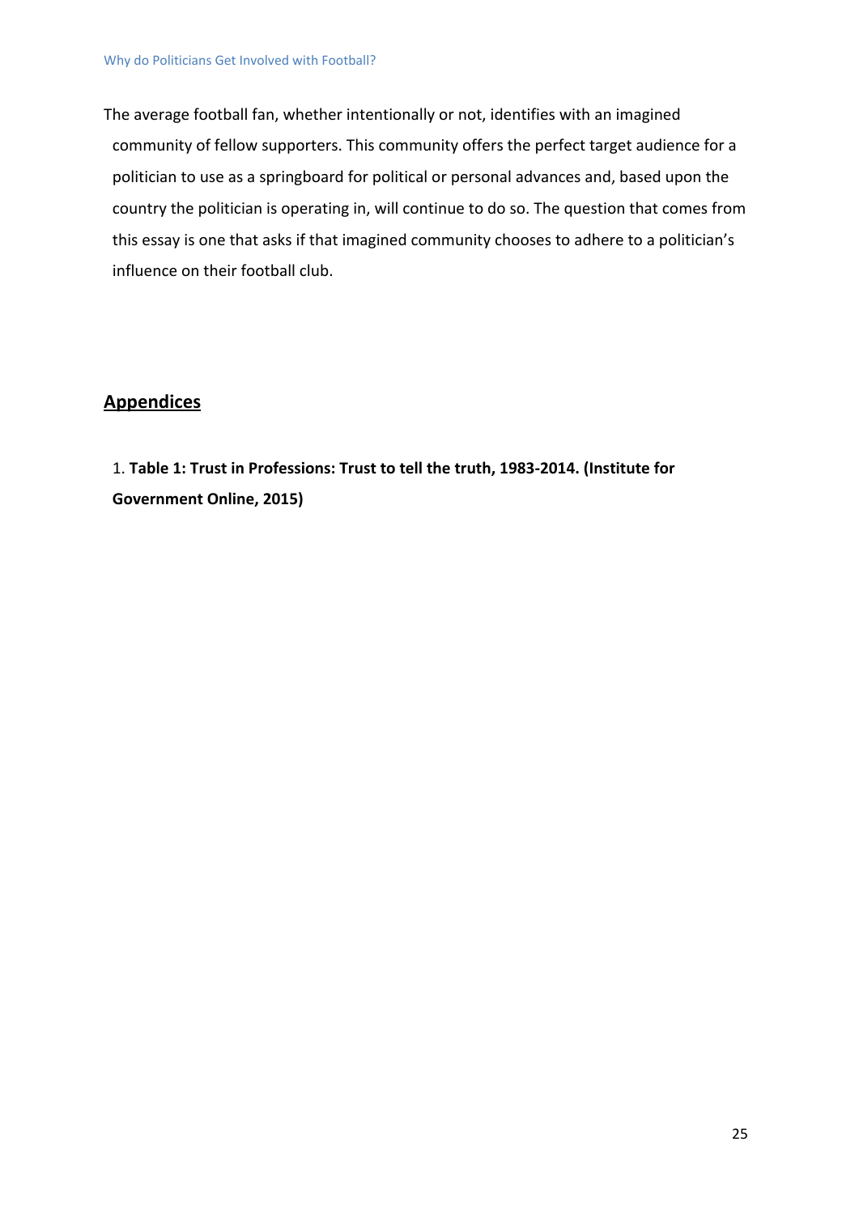The average football fan, whether intentionally or not, identifies with an imagined community of fellow supporters. This community offers the perfect target audience for a politician to use as a springboard for political or personal advances and, based upon the country the politician is operating in, will continue to do so. The question that comes from this essay is one that asks if that imagined community chooses to adhere to a politician's influence on their football club.

## Appendices

1. **Table 1: Trust in Professions: Trust to tell the truth, 1983-2014. (Institute for Government Online, 2015)**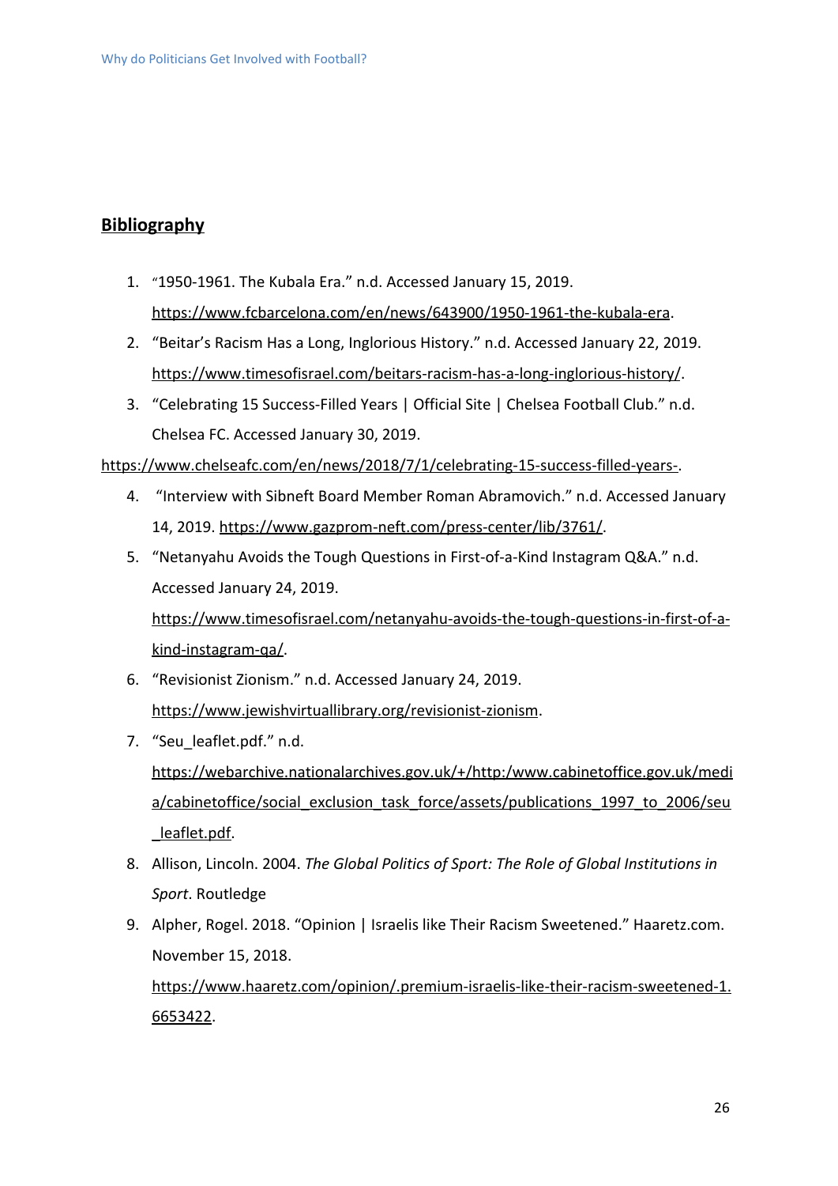## **Bibliography**

1. "1950-1961. The Kubala Era." n.d. Accessed January 15, 2019. https://www.fcbarcelona.com/en/news/643900/1950-1961-the-kubala-era.
2. "Beitar's Racism Has a Long, Inglorious History." n.d. Accessed January 22, 2019. https://www.timesofisrael.com/beitars-racism-has-a-long-inglorious-history/.
3. "Celebrating 15 Success-Filled Years | Official Site | Chelsea Football Club." n.d. Chelsea FC. Accessed January 30, 2019. https://www.chelseafc.com/en/news/2018/7/1/celebrating-15-success-filled-years-.
4. "Interview with Sibneft Board Member Roman Abramovich." n.d. Accessed January 14, 2019. https://www.gazprom-neft.com/press-center/lib/3761/.
5. "Netanyahu Avoids the Tough Questions in First-of-a-Kind Instagram Q&A." n.d. Accessed January 24, 2019. https://www.timesofisrael.com/netanyahu-avoids-the-tough-questions-in-first-of-a-kind-instagram-qa/.
6. "Revisionist Zionism." n.d. Accessed January 24, 2019. https://www.jewishvirtuallibrary.org/revisionist-zionism.
7. "Seu_leaflet.pdf." n.d. https://webarchive.nationalarchives.gov.uk/+/http:/www.cabinetoffice.gov.uk/media/cabinetoffice/social_exclusion_task_force/assets/publications_1997_to_2006/seu_leaflet.pdf.
8. Allison, Lincoln. 2004. *The Global Politics of Sport: The Role of Global Institutions in Sport*. Routledge
9. Alpher, Rogel. 2018. "Opinion | Israelis like Their Racism Sweetened." Haaretz.com. November 15, 2018. https://www.haaretz.com/opinion/.premium-israelis-like-their-racism-sweetened-1.6653422.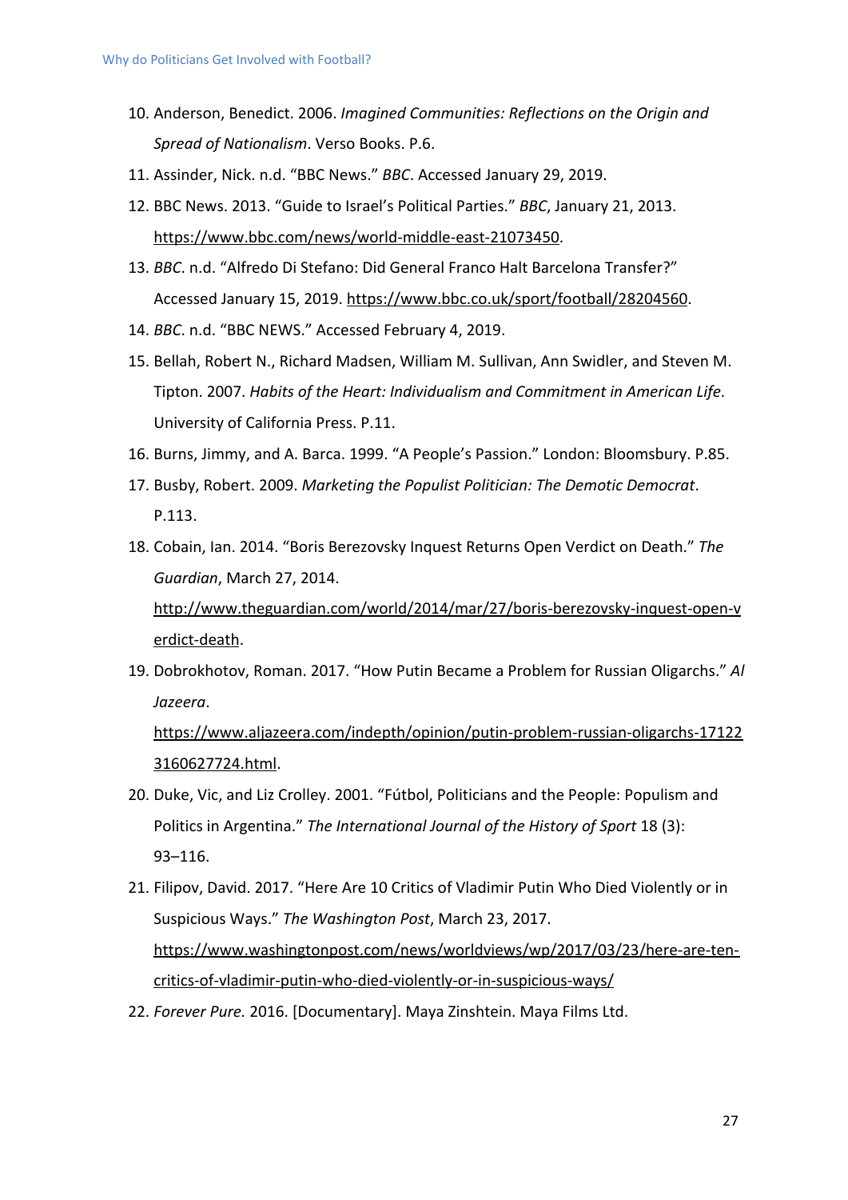10. Anderson, Benedict. 2006. *Imagined Communities: Reflections on the Origin and Spread of Nationalism*. Verso Books. P.6.
11. Assinder, Nick. n.d. "BBC News." *BBC*. Accessed January 29, 2019.
12. BBC News. 2013. "Guide to Israel's Political Parties." *BBC*, January 21, 2013. https://www.bbc.com/news/world-middle-east-21073450.
13. *BBC*. n.d. "Alfredo Di Stefano: Did General Franco Halt Barcelona Transfer?" Accessed January 15, 2019. https://www.bbc.co.uk/sport/football/28204560.
14. *BBC*. n.d. "BBC NEWS." Accessed February 4, 2019.
15. Bellah, Robert N., Richard Madsen, William M. Sullivan, Ann Swidler, and Steven M. Tipton. 2007. *Habits of the Heart: Individualism and Commitment in American Life*. University of California Press. P.11.
16. Burns, Jimmy, and A. Barca. 1999. "A People's Passion." London: Bloomsbury. P.85.
17. Busby, Robert. 2009. *Marketing the Populist Politician: The Demotic Democrat*. P.113.
18. Cobain, Ian. 2014. "Boris Berezovsky Inquest Returns Open Verdict on Death." *The Guardian*, March 27, 2014. http://www.theguardian.com/world/2014/mar/27/boris-berezovsky-inquest-open-verdict-death.
19. Dobrokhotov, Roman. 2017. "How Putin Became a Problem for Russian Oligarchs." *Al Jazeera*. https://www.aljazeera.com/indepth/opinion/putin-problem-russian-oligarchs-171223160627724.html.
20. Duke, Vic, and Liz Crolley. 2001. "Fútbol, Politicians and the People: Populism and Politics in Argentina." *The International Journal of the History of Sport* 18 (3): 93–116.
21. Filipov, David. 2017. "Here Are 10 Critics of Vladimir Putin Who Died Violently or in Suspicious Ways." *The Washington Post*, March 23, 2017. https://www.washingtonpost.com/news/worldviews/wp/2017/03/23/here-are-ten-critics-of-vladimir-putin-who-died-violently-or-in-suspicious-ways/
22. *Forever Pure.* 2016. [Documentary]. Maya Zinshtein. Maya Films Ltd.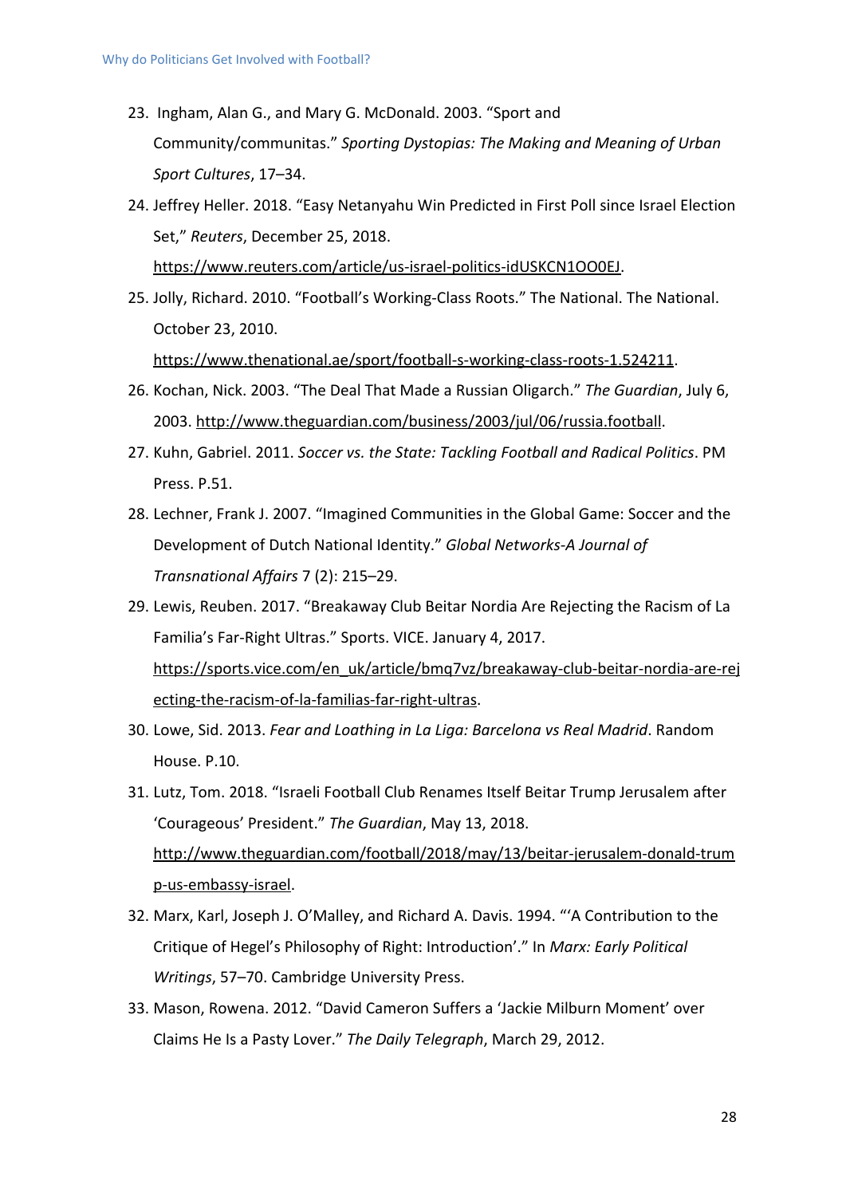23. Ingham, Alan G., and Mary G. McDonald. 2003. "Sport and Community/communitas." *Sporting Dystopias: The Making and Meaning of Urban Sport Cultures*, 17–34.
24. Jeffrey Heller. 2018. "Easy Netanyahu Win Predicted in First Poll since Israel Election Set," *Reuters*, December 25, 2018. https://www.reuters.com/article/us-israel-politics-idUSKCN1OO0EJ.
25. Jolly, Richard. 2010. "Football's Working-Class Roots." The National. The National. October 23, 2010. https://www.thenational.ae/sport/football-s-working-class-roots-1.524211.
26. Kochan, Nick. 2003. "The Deal That Made a Russian Oligarch." *The Guardian*, July 6, 2003. http://www.theguardian.com/business/2003/jul/06/russia.football.
27. Kuhn, Gabriel. 2011. *Soccer vs. the State: Tackling Football and Radical Politics*. PM Press. P.51.
28. Lechner, Frank J. 2007. "Imagined Communities in the Global Game: Soccer and the Development of Dutch National Identity." *Global Networks-A Journal of Transnational Affairs* 7 (2): 215–29.
29. Lewis, Reuben. 2017. "Breakaway Club Beitar Nordia Are Rejecting the Racism of La Familia's Far-Right Ultras." Sports. VICE. January 4, 2017. https://sports.vice.com/en_uk/article/bmq7vz/breakaway-club-beitar-nordia-are-rejecting-the-racism-of-la-familias-far-right-ultras.
30. Lowe, Sid. 2013. *Fear and Loathing in La Liga: Barcelona vs Real Madrid*. Random House. P.10.
31. Lutz, Tom. 2018. "Israeli Football Club Renames Itself Beitar Trump Jerusalem after 'Courageous' President." *The Guardian*, May 13, 2018. http://www.theguardian.com/football/2018/may/13/beitar-jerusalem-donald-trump-us-embassy-israel.
32. Marx, Karl, Joseph J. O'Malley, and Richard A. Davis. 1994. "'A Contribution to the Critique of Hegel's Philosophy of Right: Introduction'." In *Marx: Early Political Writings*, 57–70. Cambridge University Press.
33. Mason, Rowena. 2012. "David Cameron Suffers a 'Jackie Milburn Moment' over Claims He Is a Pasty Lover." *The Daily Telegraph*, March 29, 2012.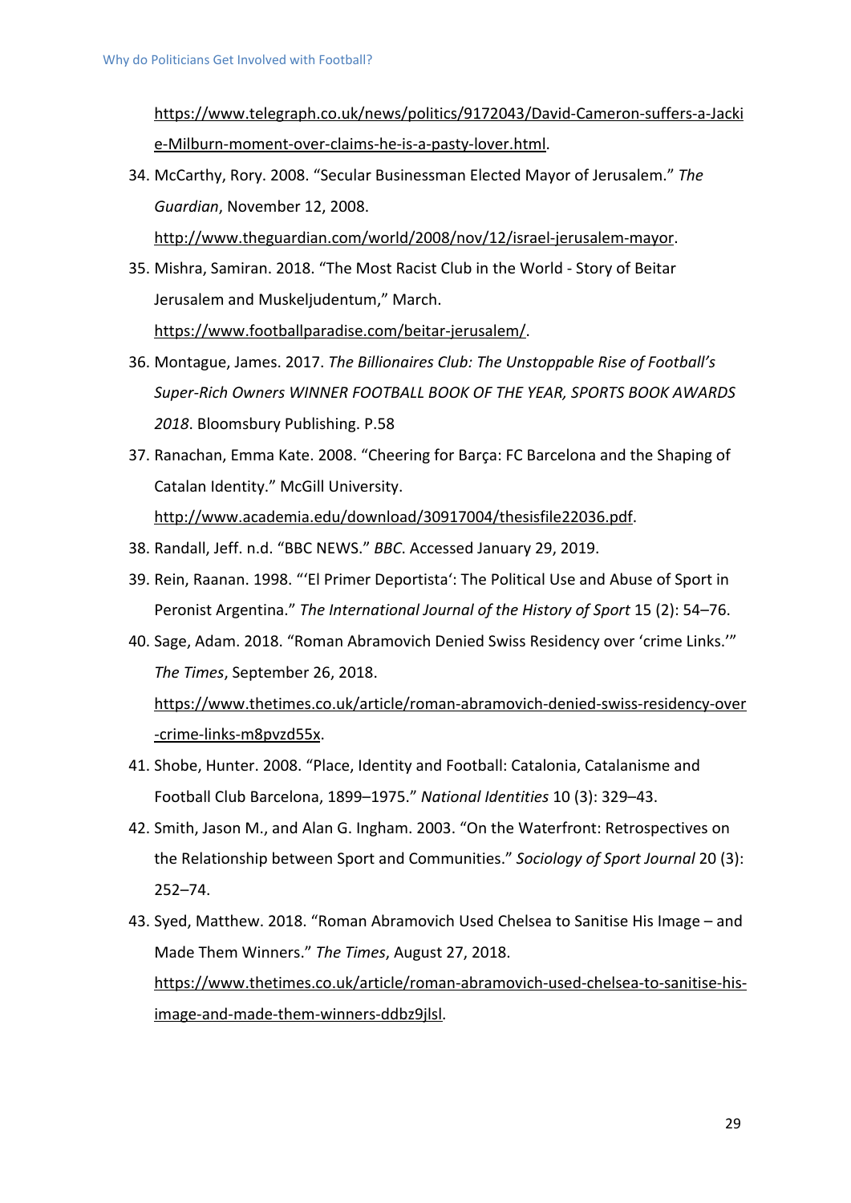https://www.telegraph.co.uk/news/politics/9172043/David-Cameron-suffers-a-Jackie-Milburn-moment-over-claims-he-is-a-pasty-lover.html.

34. McCarthy, Rory. 2008. "Secular Businessman Elected Mayor of Jerusalem." *The Guardian*, November 12, 2008. http://www.theguardian.com/world/2008/nov/12/israel-jerusalem-mayor.
35. Mishra, Samiran. 2018. "The Most Racist Club in the World - Story of Beitar Jerusalem and Muskeljudentum," March. https://www.footballparadise.com/beitar-jerusalem/.
36. Montague, James. 2017. *The Billionaires Club: The Unstoppable Rise of Football's Super-Rich Owners WINNER FOOTBALL BOOK OF THE YEAR, SPORTS BOOK AWARDS 2018*. Bloomsbury Publishing. P.58
37. Ranachan, Emma Kate. 2008. "Cheering for Barça: FC Barcelona and the Shaping of Catalan Identity." McGill University. http://www.academia.edu/download/30917004/thesisfile22036.pdf.
38. Randall, Jeff. n.d. "BBC NEWS." *BBC*. Accessed January 29, 2019.
39. Rein, Raanan. 1998. "'El Primer Deportista': The Political Use and Abuse of Sport in Peronist Argentina." *The International Journal of the History of Sport* 15 (2): 54–76.
40. Sage, Adam. 2018. "Roman Abramovich Denied Swiss Residency over 'crime Links.'" *The Times*, September 26, 2018. https://www.thetimes.co.uk/article/roman-abramovich-denied-swiss-residency-over-crime-links-m8pvzd55x.
41. Shobe, Hunter. 2008. "Place, Identity and Football: Catalonia, Catalanisme and Football Club Barcelona, 1899–1975." *National Identities* 10 (3): 329–43.
42. Smith, Jason M., and Alan G. Ingham. 2003. "On the Waterfront: Retrospectives on the Relationship between Sport and Communities." *Sociology of Sport Journal* 20 (3): 252–74.
43. Syed, Matthew. 2018. "Roman Abramovich Used Chelsea to Sanitise His Image – and Made Them Winners." *The Times*, August 27, 2018. https://www.thetimes.co.uk/article/roman-abramovich-used-chelsea-to-sanitise-his-image-and-made-them-winners-ddbz9jlsl.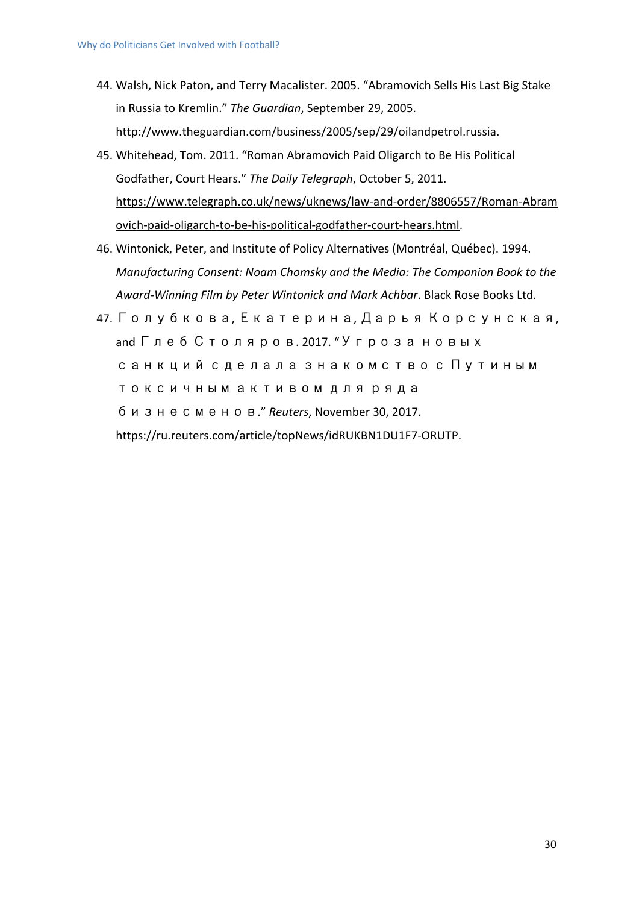44. Walsh, Nick Paton, and Terry Macalister. 2005. "Abramovich Sells His Last Big Stake in Russia to Kremlin." *The Guardian*, September 29, 2005. http://www.theguardian.com/business/2005/sep/29/oilandpetrol.russia.
45. Whitehead, Tom. 2011. "Roman Abramovich Paid Oligarch to Be His Political Godfather, Court Hears." *The Daily Telegraph*, October 5, 2011. https://www.telegraph.co.uk/news/uknews/law-and-order/8806557/Roman-Abramovich-paid-oligarch-to-be-his-political-godfather-court-hears.html.
46. Wintonick, Peter, and Institute of Policy Alternatives (Montréal, Québec). 1994. *Manufacturing Consent: Noam Chomsky and the Media: The Companion Book to the Award-Winning Film by Peter Wintonick and Mark Achbar*. Black Rose Books Ltd.
47. Голубкова, Екатерина, Дарья Корсунская, and Глеб Столяров. 2017. "Угроза новых санкций сделала знакомство с Путиным токсичным активом для ряда бизнесменов." *Reuters*, November 30, 2017. https://ru.reuters.com/article/topNews/idRUKBN1DU1F7-ORUTP.